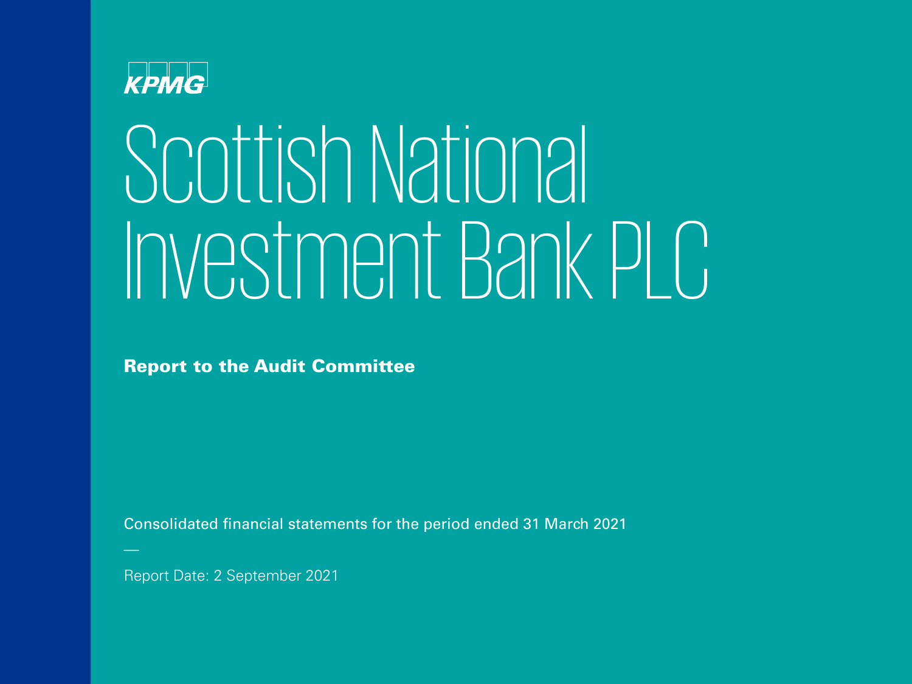KPMG

# Scottish National Investment Bank PLC

**Report to the Audit Committee**

Consolidated financial statements for the period ended 31 March 2021

—

Report Date: 2 September 2021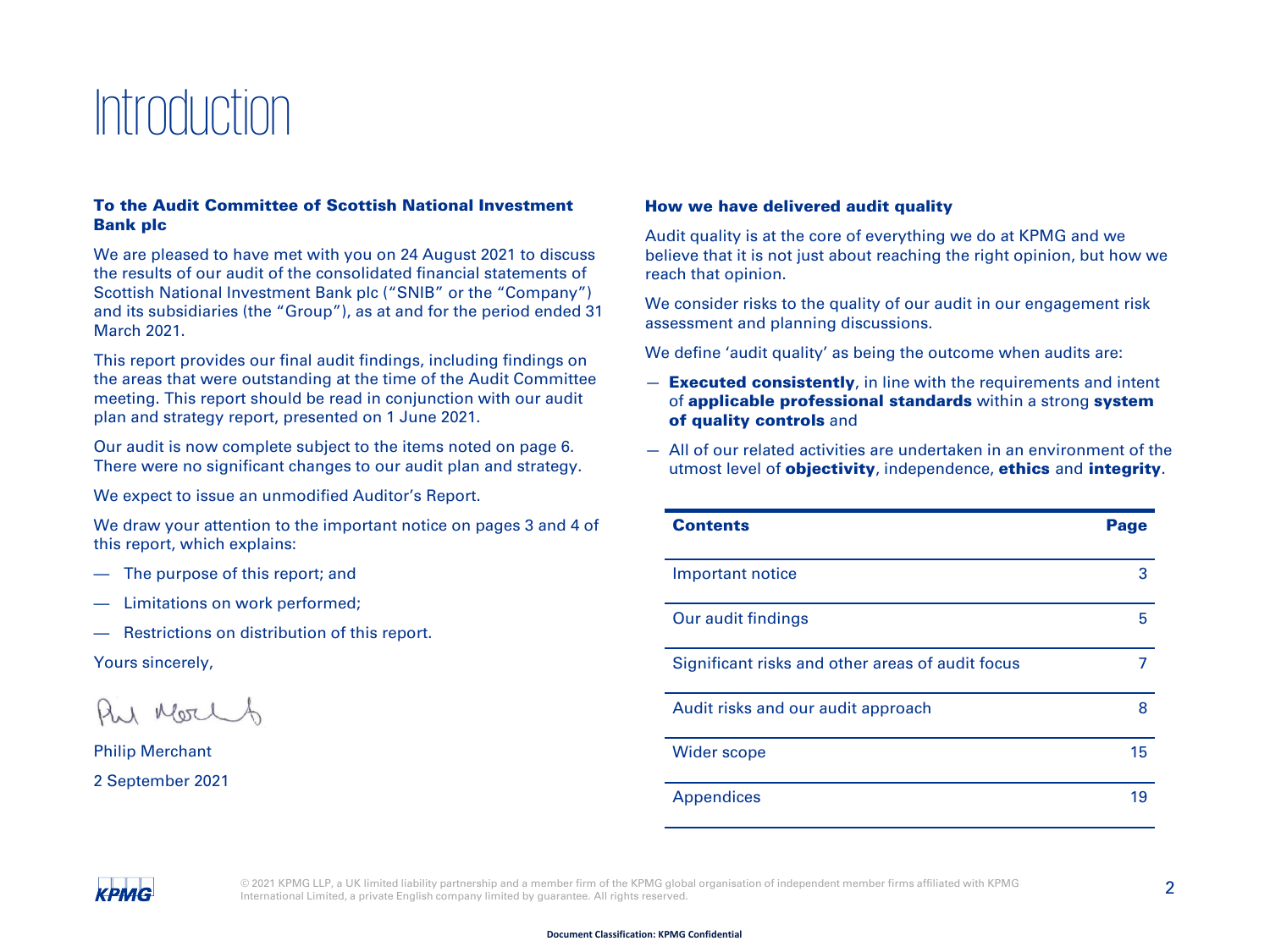# Introduction

**To the Audit Committee of Scottish National Investment Bank plc**

We are pleased to have met with you on 24 August 2021 to discuss the results of our audit of the consolidated financial statements of Scottish National Investment Bank plc ("SNIB" or the "Company") and its subsidiaries (the "Group"), as at and for the period ended 31 March 2021.

This report provides our final audit findings, including findings on the areas that were outstanding at the time of the Audit Committee meeting. This report should be read in conjunction with our audit plan and strategy report, presented on 1 June 2021.

Our audit is now complete subject to the items noted on page 6. There were no significant changes to our audit plan and strategy.

We expect to issue an unmodified Auditor's Report.

We draw your attention to the important notice on pages 3 and 4 of this report, which explains:

- The purpose of this report; and
- Limitations on work performed;
- Restrictions on distribution of this report.

Yours sincerely,

Philip Merchant

2 September 2021

**How we have delivered audit quality**

Audit quality is at the core of everything we do at KPMG and we believe that it is not just about reaching the right opinion, but how we reach that opinion.

We consider risks to the quality of our audit in our engagement risk assessment and planning discussions.

We define 'audit quality' as being the outcome when audits are:

- **Executed consistently**, in line with the requirements and intent of **applicable professional standards** within a strong **system of quality controls** and
- All of our related activities are undertaken in an environment of the utmost level of **objectivity**, independence, **ethics** and **integrity**.

| Contents | Page |
|---|---|
| Important notice | 3 |
| Our audit findings | 5 |
| Significant risks and other areas of audit focus | 7 |
| Audit risks and our audit approach | 8 |
| Wider scope | 15 |
| Appendices | 19 |

© 2021 KPMG LLP, a UK limited liability partnership and a member firm of the KPMG global organisation of independent member firms affiliated with KPMG International Limited, a private English company limited by guarantee. All rights reserved.

Document Classification: KPMG Confidential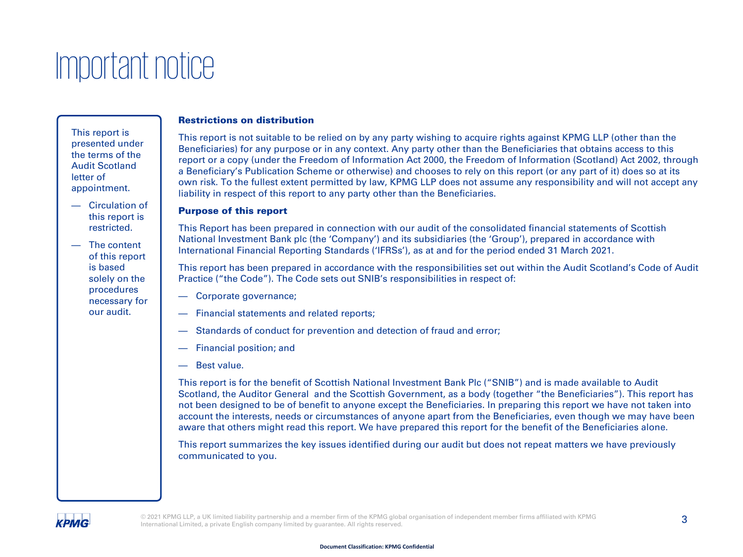# Important notice

This report is presented under the terms of the Audit Scotland letter of appointment.

- Circulation of this report is restricted.
- The content of this report is based solely on the procedures necessary for our audit.

### Restrictions on distribution

This report is not suitable to be relied on by any party wishing to acquire rights against KPMG LLP (other than the Beneficiaries) for any purpose or in any context. Any party other than the Beneficiaries that obtains access to this report or a copy (under the Freedom of Information Act 2000, the Freedom of Information (Scotland) Act 2002, through a Beneficiary's Publication Scheme or otherwise) and chooses to rely on this report (or any part of it) does so at its own risk. To the fullest extent permitted by law, KPMG LLP does not assume any responsibility and will not accept any liability in respect of this report to any party other than the Beneficiaries.

### Purpose of this report

This Report has been prepared in connection with our audit of the consolidated financial statements of Scottish National Investment Bank plc (the 'Company') and its subsidiaries (the 'Group'), prepared in accordance with International Financial Reporting Standards ('IFRSs'), as at and for the period ended 31 March 2021.

This report has been prepared in accordance with the responsibilities set out within the Audit Scotland's Code of Audit Practice ("the Code"). The Code sets out SNIB's responsibilities in respect of:

- Corporate governance;
- Financial statements and related reports;
- Standards of conduct for prevention and detection of fraud and error;
- Financial position; and
- Best value.

This report is for the benefit of Scottish National Investment Bank Plc ("SNIB") and is made available to Audit Scotland, the Auditor General and the Scottish Government, as a body (together "the Beneficiaries"). This report has not been designed to be of benefit to anyone except the Beneficiaries. In preparing this report we have not taken into account the interests, needs or circumstances of anyone apart from the Beneficiaries, even though we may have been aware that others might read this report. We have prepared this report for the benefit of the Beneficiaries alone.

This report summarizes the key issues identified during our audit but does not repeat matters we have previously communicated to you.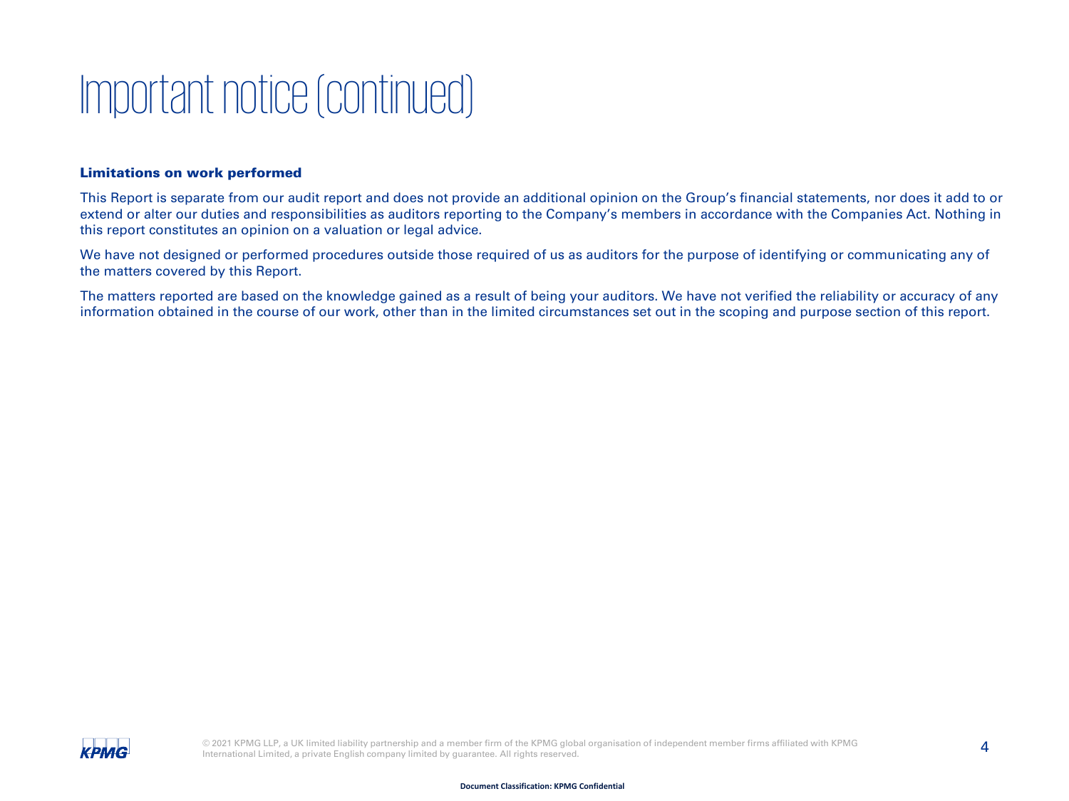# Important notice (continued)

### Limitations on work performed

This Report is separate from our audit report and does not provide an additional opinion on the Group's financial statements, nor does it add to or extend or alter our duties and responsibilities as auditors reporting to the Company's members in accordance with the Companies Act. Nothing in this report constitutes an opinion on a valuation or legal advice.

We have not designed or performed procedures outside those required of us as auditors for the purpose of identifying or communicating any of the matters covered by this Report.

The matters reported are based on the knowledge gained as a result of being your auditors. We have not verified the reliability or accuracy of any information obtained in the course of our work, other than in the limited circumstances set out in the scoping and purpose section of this report.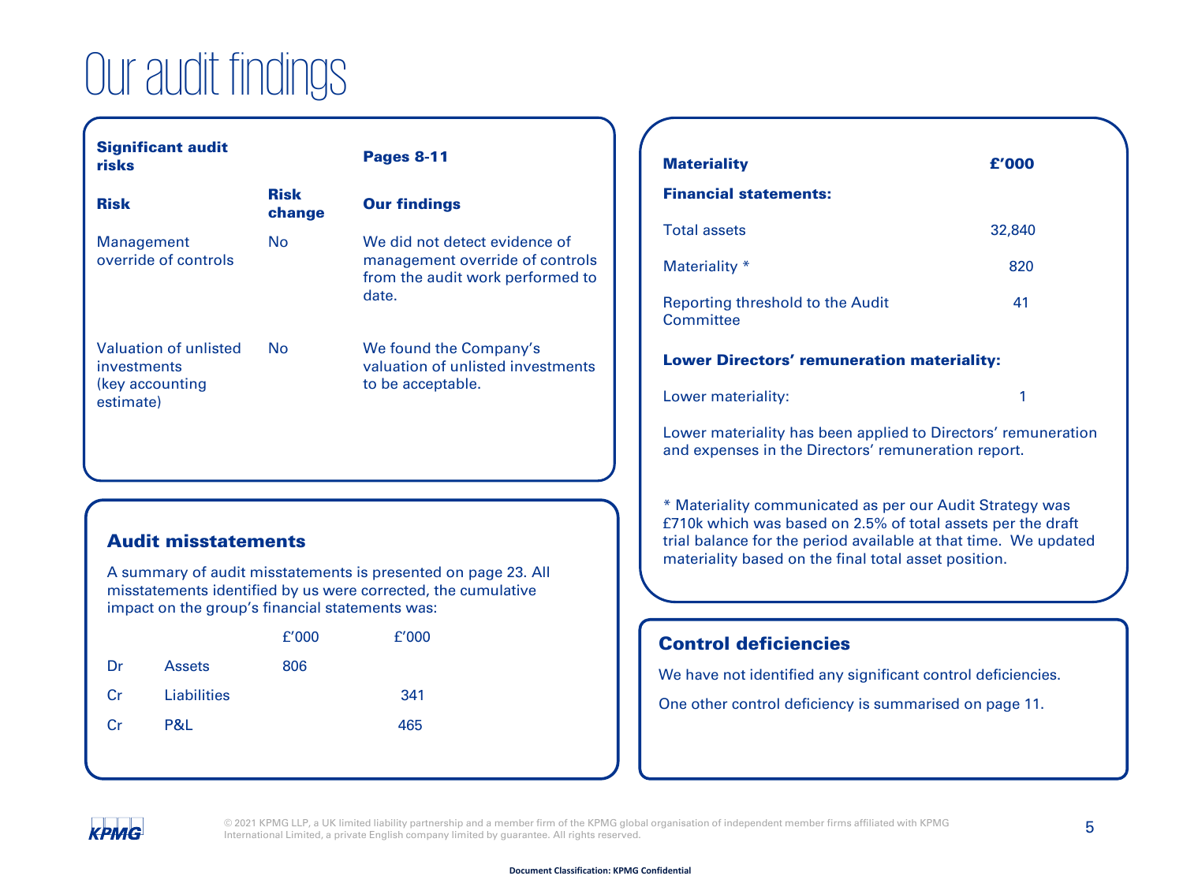# Our audit findings

| Significant audit risks | | Pages 8-11 |
|---|---|---|
| **Risk** | **Risk change** | **Our findings** |
| Management override of controls | No | We did not detect evidence of management override of controls from the audit work performed to date. |
| Valuation of unlisted investments (key accounting estimate) | No | We found the Company's valuation of unlisted investments to be acceptable. |

## Audit misstatements

A summary of audit misstatements is presented on page 23. All misstatements identified by us were corrected, the cumulative impact on the group's financial statements was:

| | | £'000 | £'000 |
|---|---|---|---|
| Dr | Assets | 806 | |
| Cr | Liabilities | | 341 |
| Cr | P&L | | 465 |

| Materiality | £'000 |
|---|---|
| **Financial statements:** | |
| Total assets | 32,840 |
| Materiality * | 820 |
| Reporting threshold to the Audit Committee | 41 |
| **Lower Directors' remuneration materiality:** | |
| Lower materiality: | 1 |

Lower materiality has been applied to Directors' remuneration and expenses in the Directors' remuneration report.

* Materiality communicated as per our Audit Strategy was £710k which was based on 2.5% of total assets per the draft trial balance for the period available at that time. We updated materiality based on the final total asset position.

## Control deficiencies

We have not identified any significant control deficiencies.

One other control deficiency is summarised on page 11.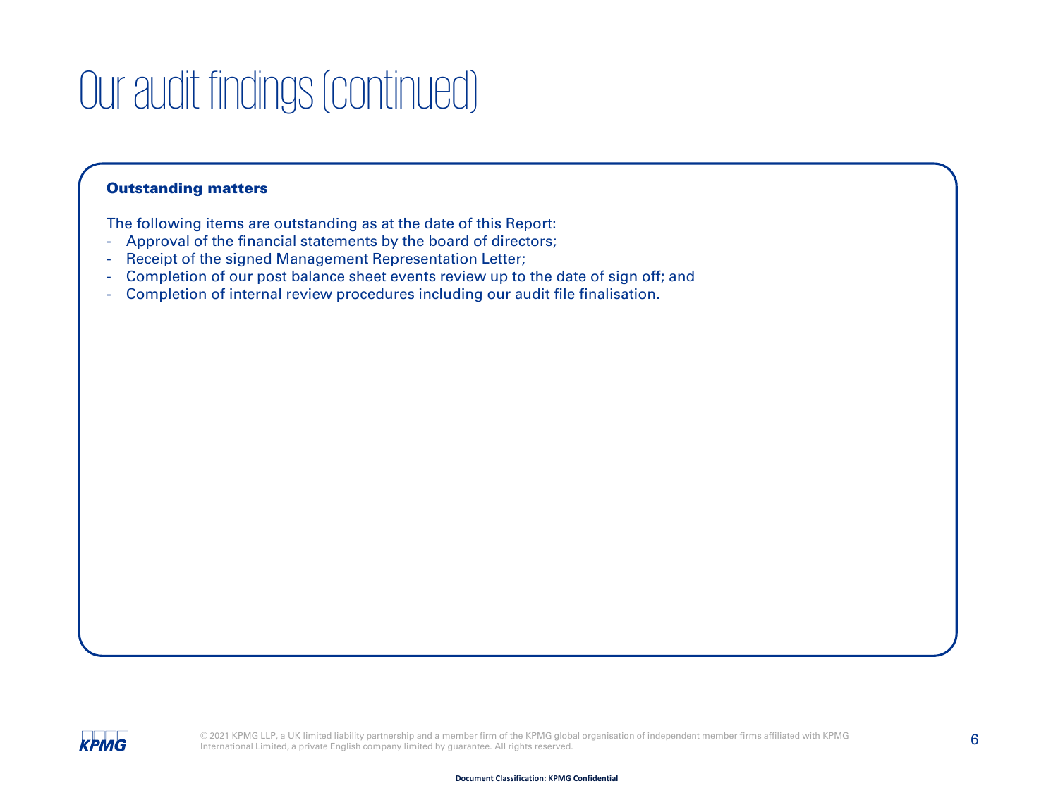# Our audit findings (continued)

**Outstanding matters**

The following items are outstanding as at the date of this Report:

- Approval of the financial statements by the board of directors;
- Receipt of the signed Management Representation Letter;
- Completion of our post balance sheet events review up to the date of sign off; and
- Completion of internal review procedures including our audit file finalisation.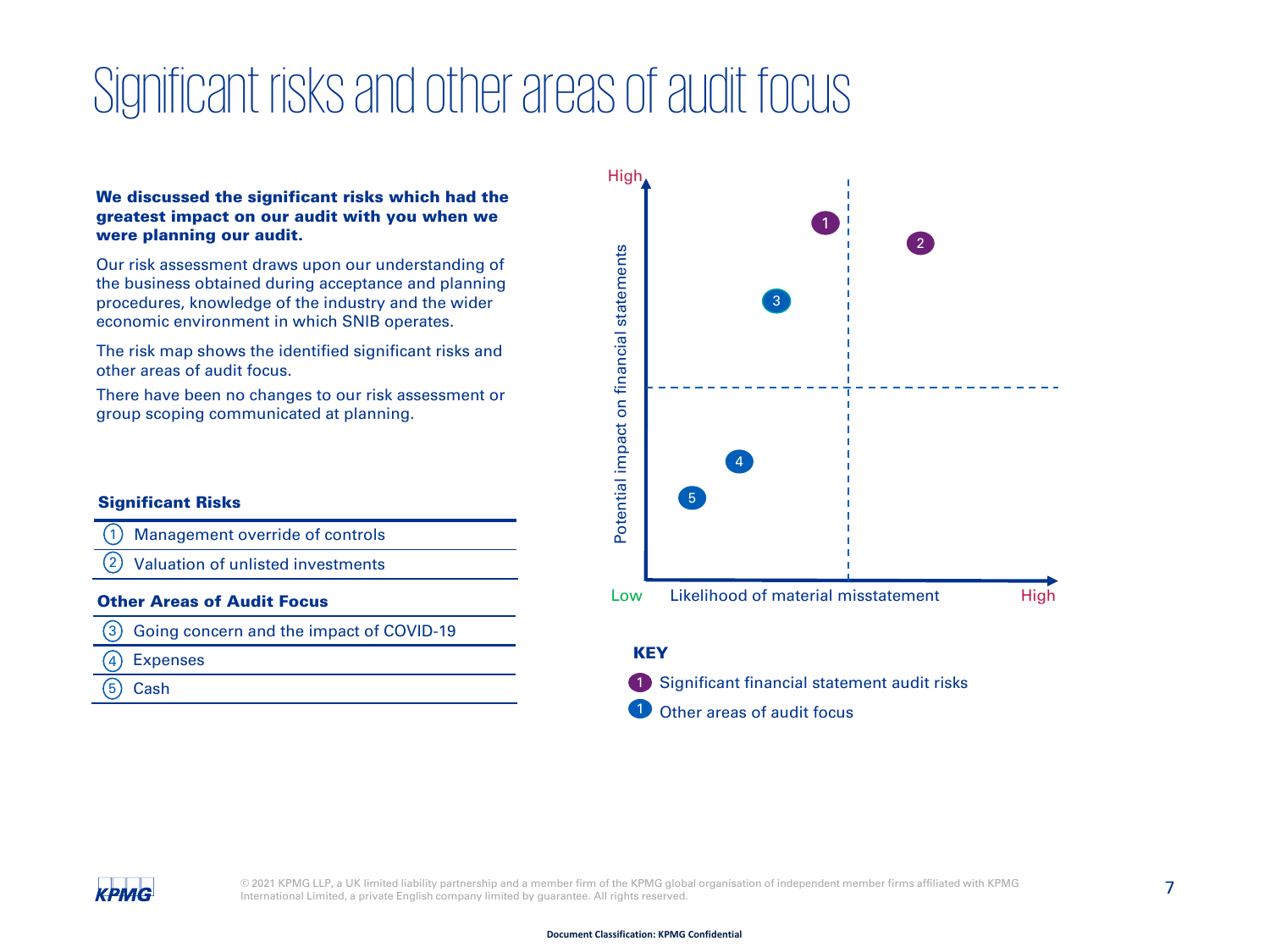# Significant risks and other areas of audit focus

**We discussed the significant risks which had the greatest impact on our audit with you when we were planning our audit.**

Our risk assessment draws upon our understanding of the business obtained during acceptance and planning procedures, knowledge of the industry and the wider economic environment in which SNIB operates.

The risk map shows the identified significant risks and other areas of audit focus.

There have been no changes to our risk assessment or group scoping communicated at planning.

**Significant Risks**

1. Management override of controls
2. Valuation of unlisted investments

**Other Areas of Audit Focus**

3. Going concern and the impact of COVID-19
4. Expenses
5. Cash

Potential impact on financial statements (Low – High)

Likelihood of material misstatement (Low – High)

**KEY**

- Significant financial statement audit risks
- Other areas of audit focus

Document Classification: KPMG Confidential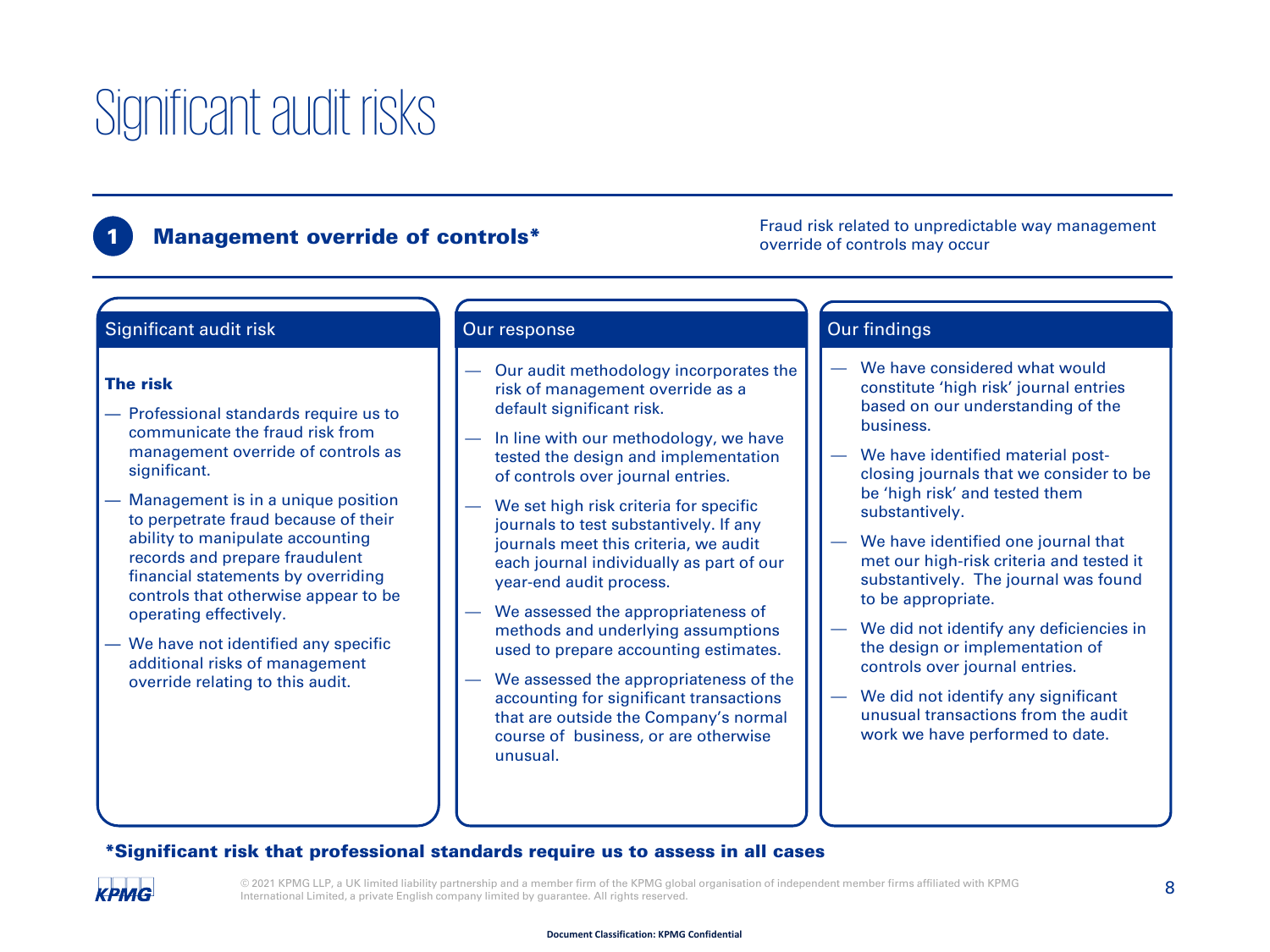# Significant audit risks

## 1 Management override of controls*

Fraud risk related to unpredictable way management override of controls may occur

### Significant audit risk

**The risk**

- Professional standards require us to communicate the fraud risk from management override of controls as significant.
- Management is in a unique position to perpetrate fraud because of their ability to manipulate accounting records and prepare fraudulent financial statements by overriding controls that otherwise appear to be operating effectively.
- We have not identified any specific additional risks of management override relating to this audit.

### Our response

- Our audit methodology incorporates the risk of management override as a default significant risk.
- In line with our methodology, we have tested the design and implementation of controls over journal entries.
- We set high risk criteria for specific journals to test substantively. If any journals meet this criteria, we audit each journal individually as part of our year-end audit process.
- We assessed the appropriateness of methods and underlying assumptions used to prepare accounting estimates.
- We assessed the appropriateness of the accounting for significant transactions that are outside the Company's normal course of business, or are otherwise unusual.

### Our findings

- We have considered what would constitute 'high risk' journal entries based on our understanding of the business.
- We have identified material post-closing journals that we consider to be be 'high risk' and tested them substantively.
- We have identified one journal that met our high-risk criteria and tested it substantively. The journal was found to be appropriate.
- We did not identify any deficiencies in the design or implementation of controls over journal entries.
- We did not identify any significant unusual transactions from the audit work we have performed to date.

**\*Significant risk that professional standards require us to assess in all cases**

© 2021 KPMG LLP, a UK limited liability partnership and a member firm of the KPMG global organisation of independent member firms affiliated with KPMG International Limited, a private English company limited by guarantee. All rights reserved.

Document Classification: KPMG Confidential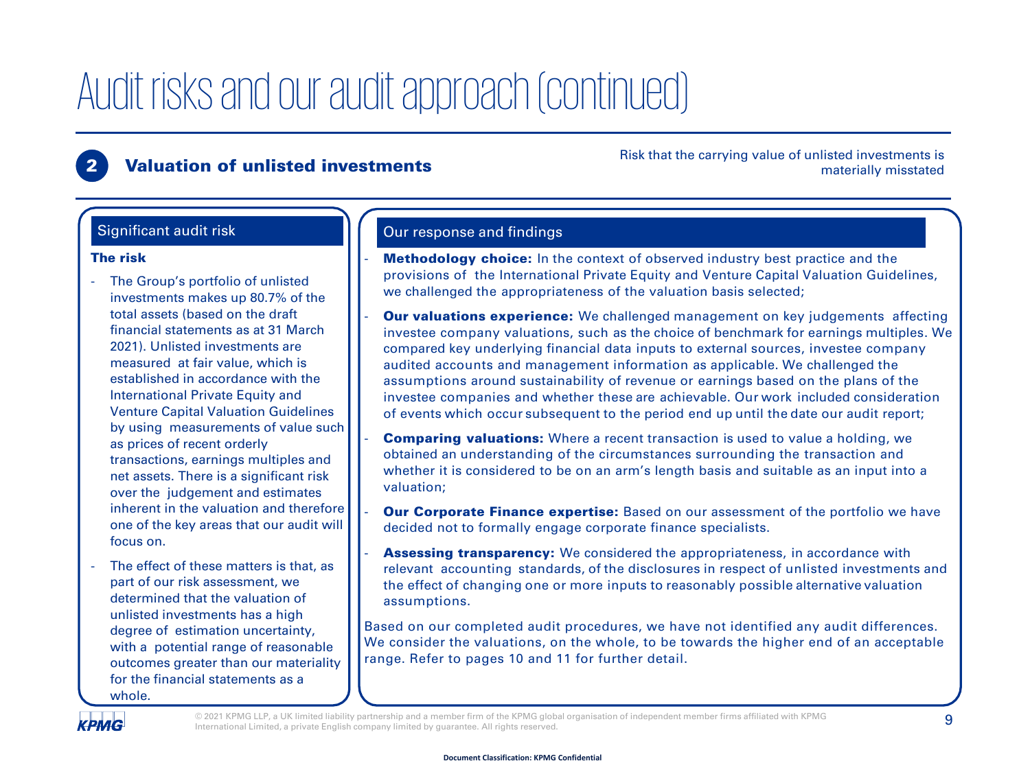# Audit risks and our audit approach (continued)

## 2 Valuation of unlisted investments

Risk that the carrying value of unlisted investments is materially misstated

### Significant audit risk

**The risk**

- The Group's portfolio of unlisted investments makes up 80.7% of the total assets (based on the draft financial statements as at 31 March 2021). Unlisted investments are measured at fair value, which is established in accordance with the International Private Equity and Venture Capital Valuation Guidelines by using measurements of value such as prices of recent orderly transactions, earnings multiples and net assets. There is a significant risk over the judgement and estimates inherent in the valuation and therefore one of the key areas that our audit will focus on.
- The effect of these matters is that, as part of our risk assessment, we determined that the valuation of unlisted investments has a high degree of estimation uncertainty, with a potential range of reasonable outcomes greater than our materiality for the financial statements as a whole.

### Our response and findings

- **Methodology choice:** In the context of observed industry best practice and the provisions of the International Private Equity and Venture Capital Valuation Guidelines, we challenged the appropriateness of the valuation basis selected;
- **Our valuations experience:** We challenged management on key judgements affecting investee company valuations, such as the choice of benchmark for earnings multiples. We compared key underlying financial data inputs to external sources, investee company audited accounts and management information as applicable. We challenged the assumptions around sustainability of revenue or earnings based on the plans of the investee companies and whether these are achievable. Our work included consideration of events which occur subsequent to the period end up until the date our audit report;
- **Comparing valuations:** Where a recent transaction is used to value a holding, we obtained an understanding of the circumstances surrounding the transaction and whether it is considered to be on an arm's length basis and suitable as an input into a valuation;
- **Our Corporate Finance expertise:** Based on our assessment of the portfolio we have decided not to formally engage corporate finance specialists.
- **Assessing transparency:** We considered the appropriateness, in accordance with relevant accounting standards, of the disclosures in respect of unlisted investments and the effect of changing one or more inputs to reasonably possible alternative valuation assumptions.

Based on our completed audit procedures, we have not identified any audit differences. We consider the valuations, on the whole, to be towards the higher end of an acceptable range. Refer to pages 10 and 11 for further detail.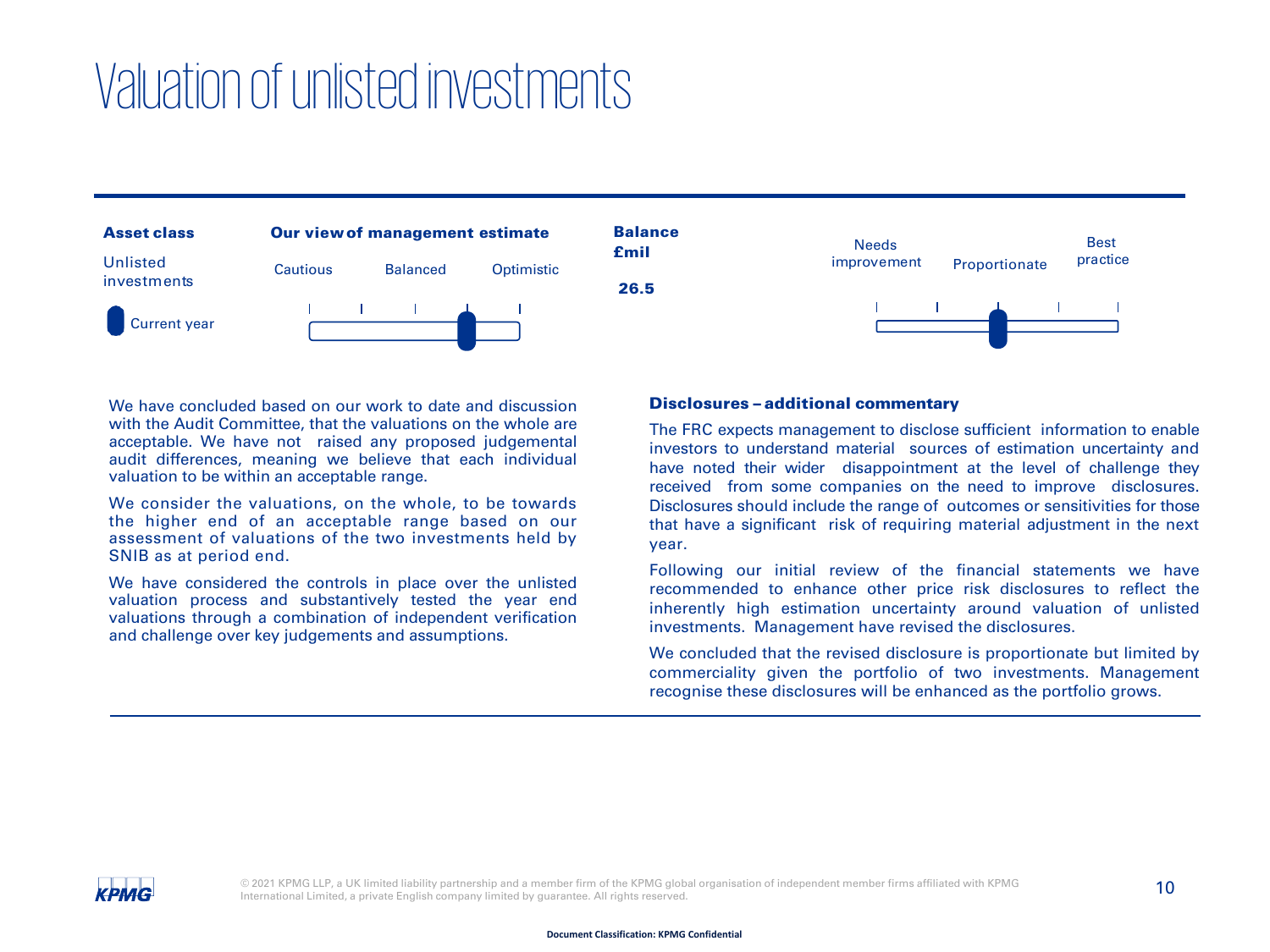# Valuation of unlisted investments

| Asset class | Our view of management estimate | Balance £mil | |
|---|---|---|---|
| Unlisted investments | Cautious / Balanced / Optimistic | 26.5 | Needs improvement / Proportionate / Best practice |
| Current year | Between Balanced and Optimistic | | Proportionate |

We have concluded based on our work to date and discussion with the Audit Committee, that the valuations on the whole are acceptable. We have not raised any proposed judgemental audit differences, meaning we believe that each individual valuation to be within an acceptable range.

We consider the valuations, on the whole, to be towards the higher end of an acceptable range based on our assessment of valuations of the two investments held by SNIB as at period end.

We have considered the controls in place over the unlisted valuation process and substantively tested the year end valuations through a combination of independent verification and challenge over key judgements and assumptions.

**Disclosures – additional commentary**

The FRC expects management to disclose sufficient information to enable investors to understand material sources of estimation uncertainty and have noted their wider disappointment at the level of challenge they received from some companies on the need to improve disclosures. Disclosures should include the range of outcomes or sensitivities for those that have a significant risk of requiring material adjustment in the next year.

Following our initial review of the financial statements we have recommended to enhance other price risk disclosures to reflect the inherently high estimation uncertainty around valuation of unlisted investments. Management have revised the disclosures.

We concluded that the revised disclosure is proportionate but limited by commerciality given the portfolio of two investments. Management recognise these disclosures will be enhanced as the portfolio grows.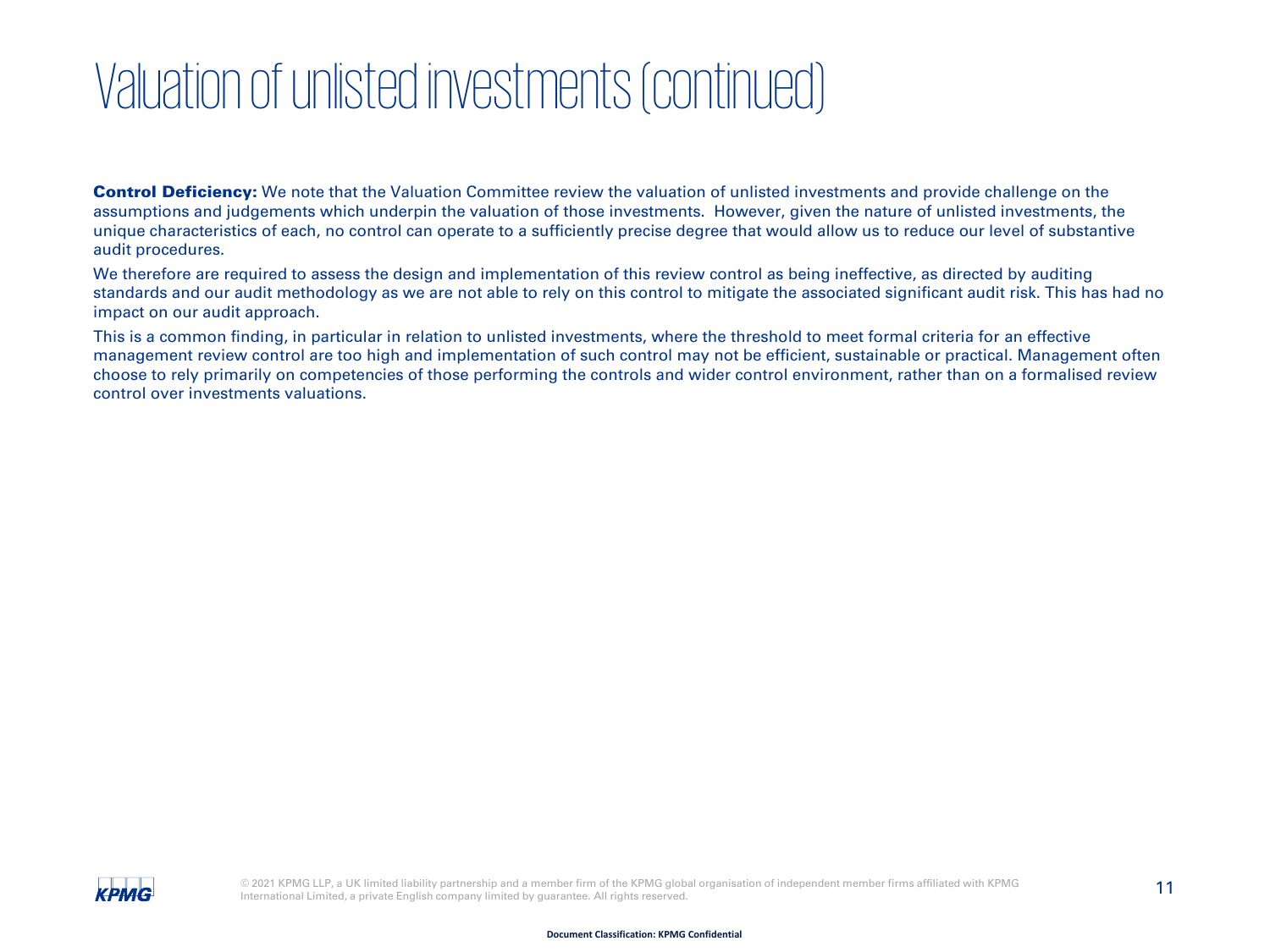# Valuation of unlisted investments (continued)

**Control Deficiency:** We note that the Valuation Committee review the valuation of unlisted investments and provide challenge on the assumptions and judgements which underpin the valuation of those investments. However, given the nature of unlisted investments, the unique characteristics of each, no control can operate to a sufficiently precise degree that would allow us to reduce our level of substantive audit procedures.

We therefore are required to assess the design and implementation of this review control as being ineffective, as directed by auditing standards and our audit methodology as we are not able to rely on this control to mitigate the associated significant audit risk. This has had no impact on our audit approach.

This is a common finding, in particular in relation to unlisted investments, where the threshold to meet formal criteria for an effective management review control are too high and implementation of such control may not be efficient, sustainable or practical. Management often choose to rely primarily on competencies of those performing the controls and wider control environment, rather than on a formalised review control over investments valuations.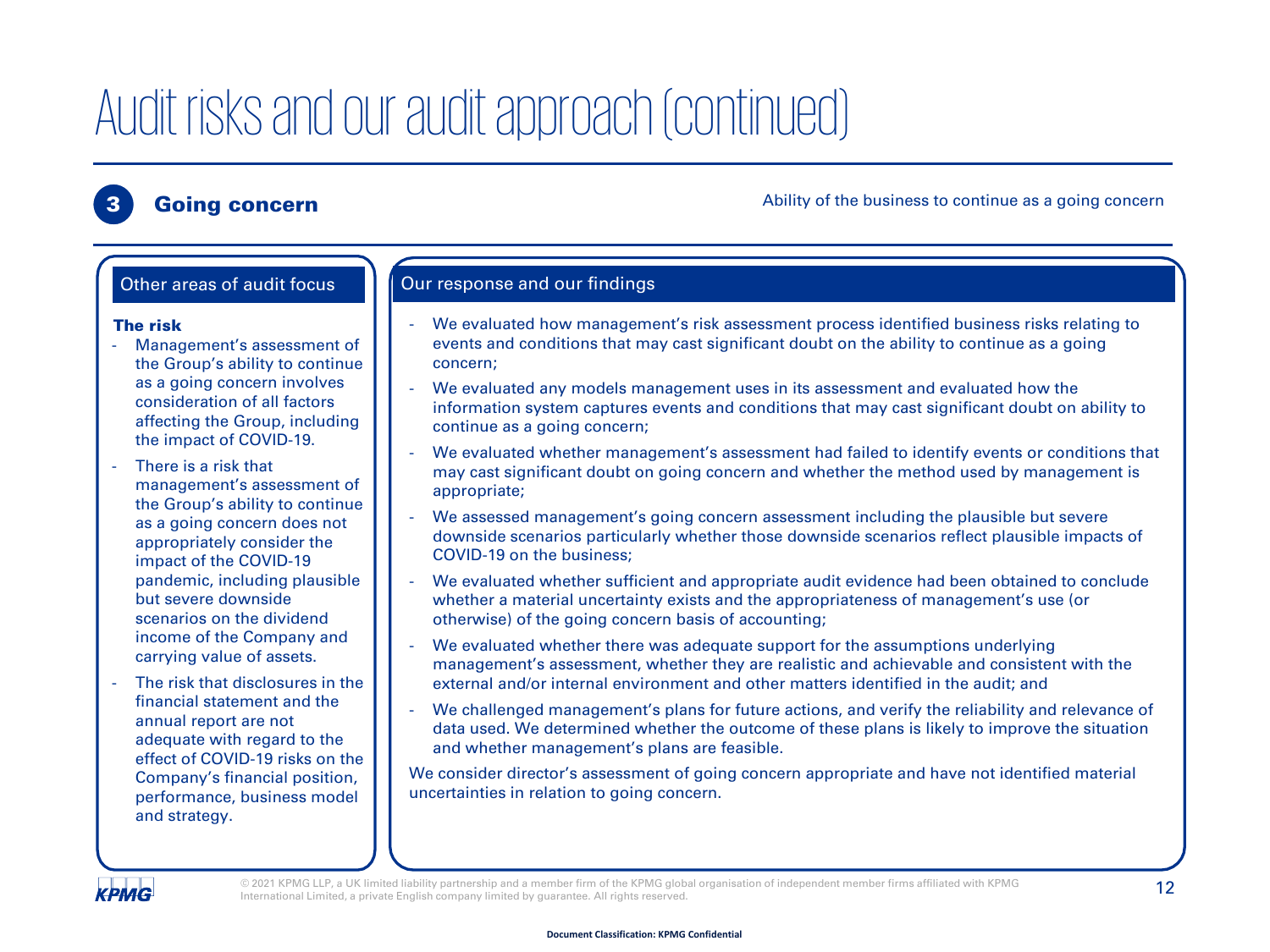# Audit risks and our audit approach (continued)

## 3 Going concern

Ability of the business to continue as a going concern

### Other areas of audit focus

**The risk**

- Management's assessment of the Group's ability to continue as a going concern involves consideration of all factors affecting the Group, including the impact of COVID-19.
- There is a risk that management's assessment of the Group's ability to continue as a going concern does not appropriately consider the impact of the COVID-19 pandemic, including plausible but severe downside scenarios on the dividend income of the Company and carrying value of assets.
- The risk that disclosures in the financial statement and the annual report are not adequate with regard to the effect of COVID-19 risks on the Company's financial position, performance, business model and strategy.

### Our response and our findings

- We evaluated how management's risk assessment process identified business risks relating to events and conditions that may cast significant doubt on the ability to continue as a going concern;
- We evaluated any models management uses in its assessment and evaluated how the information system captures events and conditions that may cast significant doubt on ability to continue as a going concern;
- We evaluated whether management's assessment had failed to identify events or conditions that may cast significant doubt on going concern and whether the method used by management is appropriate;
- We assessed management's going concern assessment including the plausible but severe downside scenarios particularly whether those downside scenarios reflect plausible impacts of COVID-19 on the business;
- We evaluated whether sufficient and appropriate audit evidence had been obtained to conclude whether a material uncertainty exists and the appropriateness of management's use (or otherwise) of the going concern basis of accounting;
- We evaluated whether there was adequate support for the assumptions underlying management's assessment, whether they are realistic and achievable and consistent with the external and/or internal environment and other matters identified in the audit; and
- We challenged management's plans for future actions, and verify the reliability and relevance of data used. We determined whether the outcome of these plans is likely to improve the situation and whether management's plans are feasible.

We consider director's assessment of going concern appropriate and have not identified material uncertainties in relation to going concern.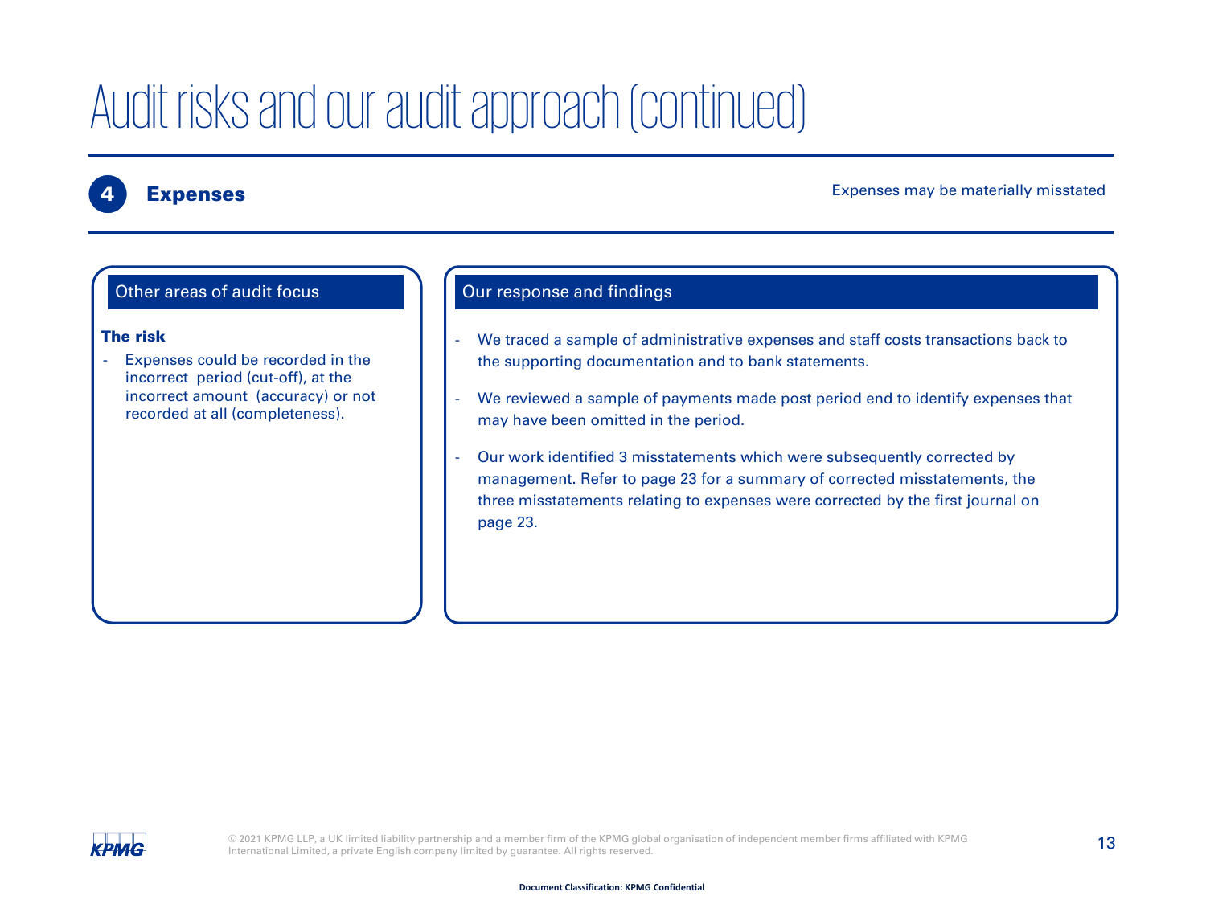# Audit risks and our audit approach (continued)

## 4 Expenses

Expenses may be materially misstated

### Other areas of audit focus

**The risk**

- Expenses could be recorded in the incorrect period (cut-off), at the incorrect amount (accuracy) or not recorded at all (completeness).

### Our response and findings

- We traced a sample of administrative expenses and staff costs transactions back to the supporting documentation and to bank statements.
- We reviewed a sample of payments made post period end to identify expenses that may have been omitted in the period.
- Our work identified 3 misstatements which were subsequently corrected by management. Refer to page 23 for a summary of corrected misstatements, the three misstatements relating to expenses were corrected by the first journal on page 23.

© 2021 KPMG LLP, a UK limited liability partnership and a member firm of the KPMG global organisation of independent member firms affiliated with KPMG International Limited, a private English company limited by guarantee. All rights reserved.

Document Classification: KPMG Confidential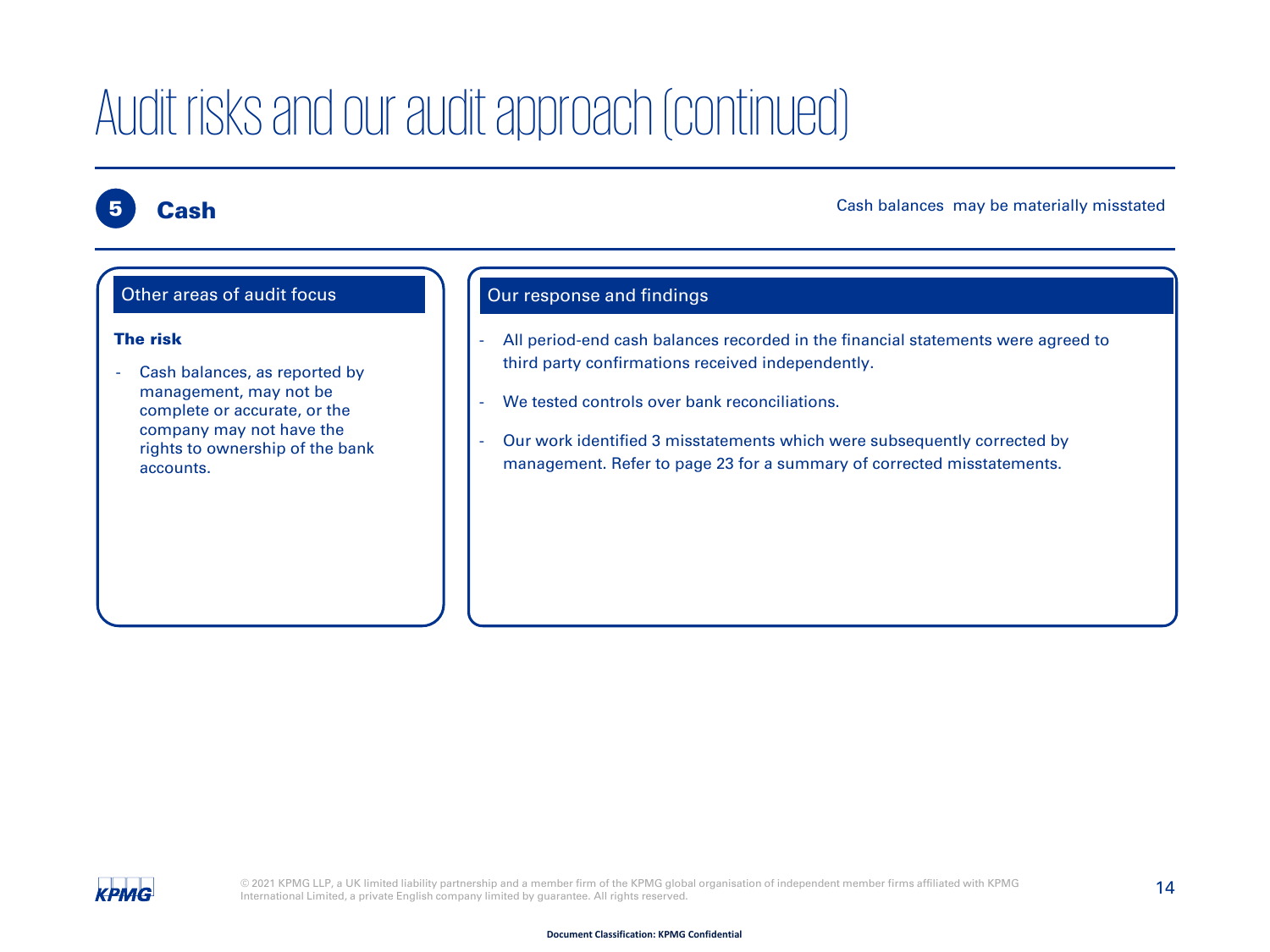# Audit risks and our audit approach (continued)

## 5 Cash

Cash balances may be materially misstated

### Other areas of audit focus

**The risk**

- Cash balances, as reported by management, may not be complete or accurate, or the company may not have the rights to ownership of the bank accounts.

### Our response and findings

- All period-end cash balances recorded in the financial statements were agreed to third party confirmations received independently.
- We tested controls over bank reconciliations.
- Our work identified 3 misstatements which were subsequently corrected by management. Refer to page 23 for a summary of corrected misstatements.

© 2021 KPMG LLP, a UK limited liability partnership and a member firm of the KPMG global organisation of independent member firms affiliated with KPMG International Limited, a private English company limited by guarantee. All rights reserved.

Document Classification: KPMG Confidential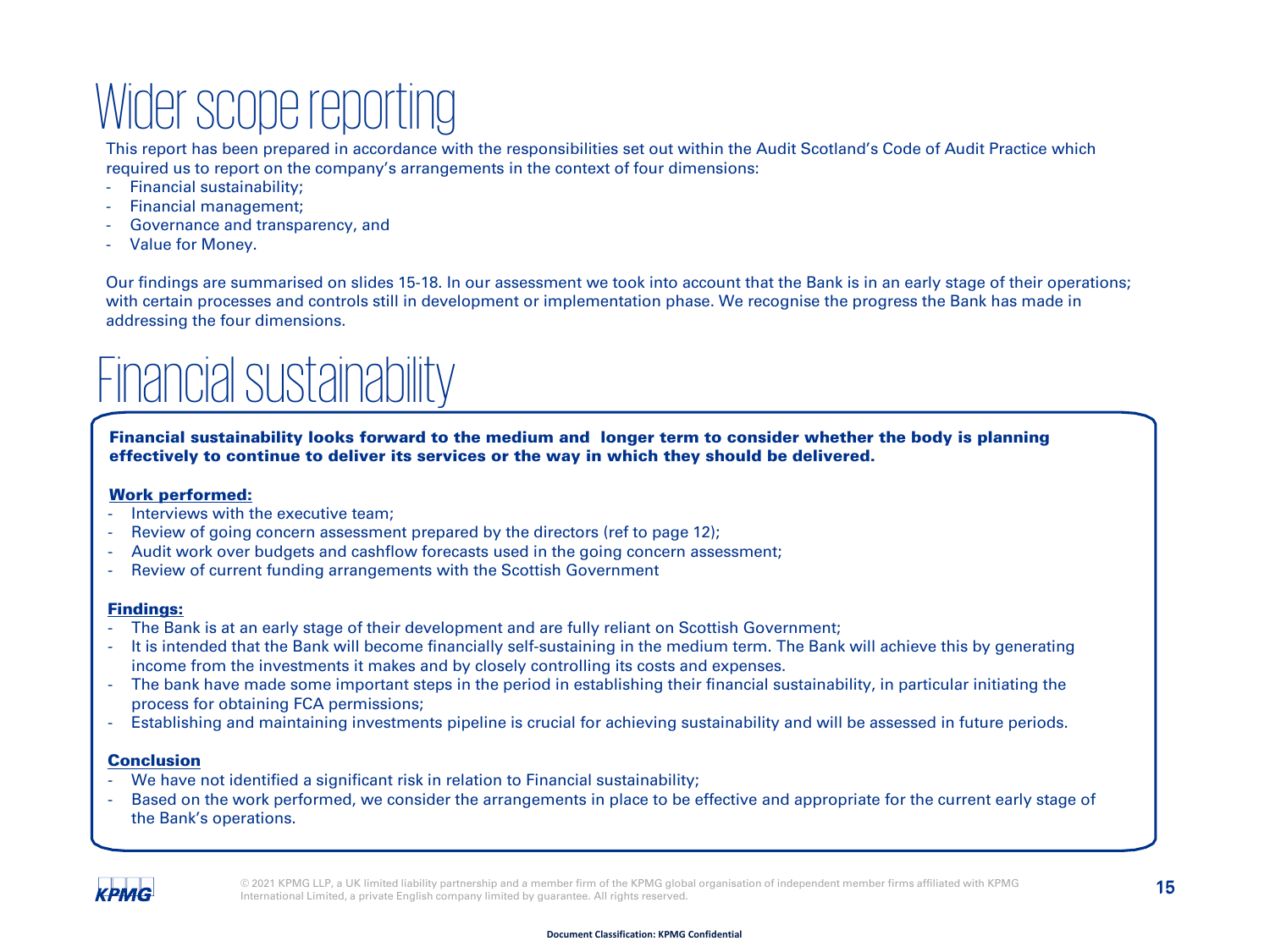# Wider scope reporting

This report has been prepared in accordance with the responsibilities set out within the Audit Scotland's Code of Audit Practice which required us to report on the company's arrangements in the context of four dimensions:

- Financial sustainability;
- Financial management;
- Governance and transparency, and
- Value for Money.

Our findings are summarised on slides 15-18. In our assessment we took into account that the Bank is in an early stage of their operations; with certain processes and controls still in development or implementation phase. We recognise the progress the Bank has made in addressing the four dimensions.

# Financial sustainability

**Financial sustainability looks forward to the medium and longer term to consider whether the body is planning effectively to continue to deliver its services or the way in which they should be delivered.**

**Work performed:**

- Interviews with the executive team;
- Review of going concern assessment prepared by the directors (ref to page 12);
- Audit work over budgets and cashflow forecasts used in the going concern assessment;
- Review of current funding arrangements with the Scottish Government

**Findings:**

- The Bank is at an early stage of their development and are fully reliant on Scottish Government;
- It is intended that the Bank will become financially self-sustaining in the medium term. The Bank will achieve this by generating income from the investments it makes and by closely controlling its costs and expenses.
- The bank have made some important steps in the period in establishing their financial sustainability, in particular initiating the process for obtaining FCA permissions;
- Establishing and maintaining investments pipeline is crucial for achieving sustainability and will be assessed in future periods.

**Conclusion**

- We have not identified a significant risk in relation to Financial sustainability;
- Based on the work performed, we consider the arrangements in place to be effective and appropriate for the current early stage of the Bank's operations.

© 2021 KPMG LLP, a UK limited liability partnership and a member firm of the KPMG global organisation of independent member firms affiliated with KPMG International Limited, a private English company limited by guarantee. All rights reserved.

Document Classification: KPMG Confidential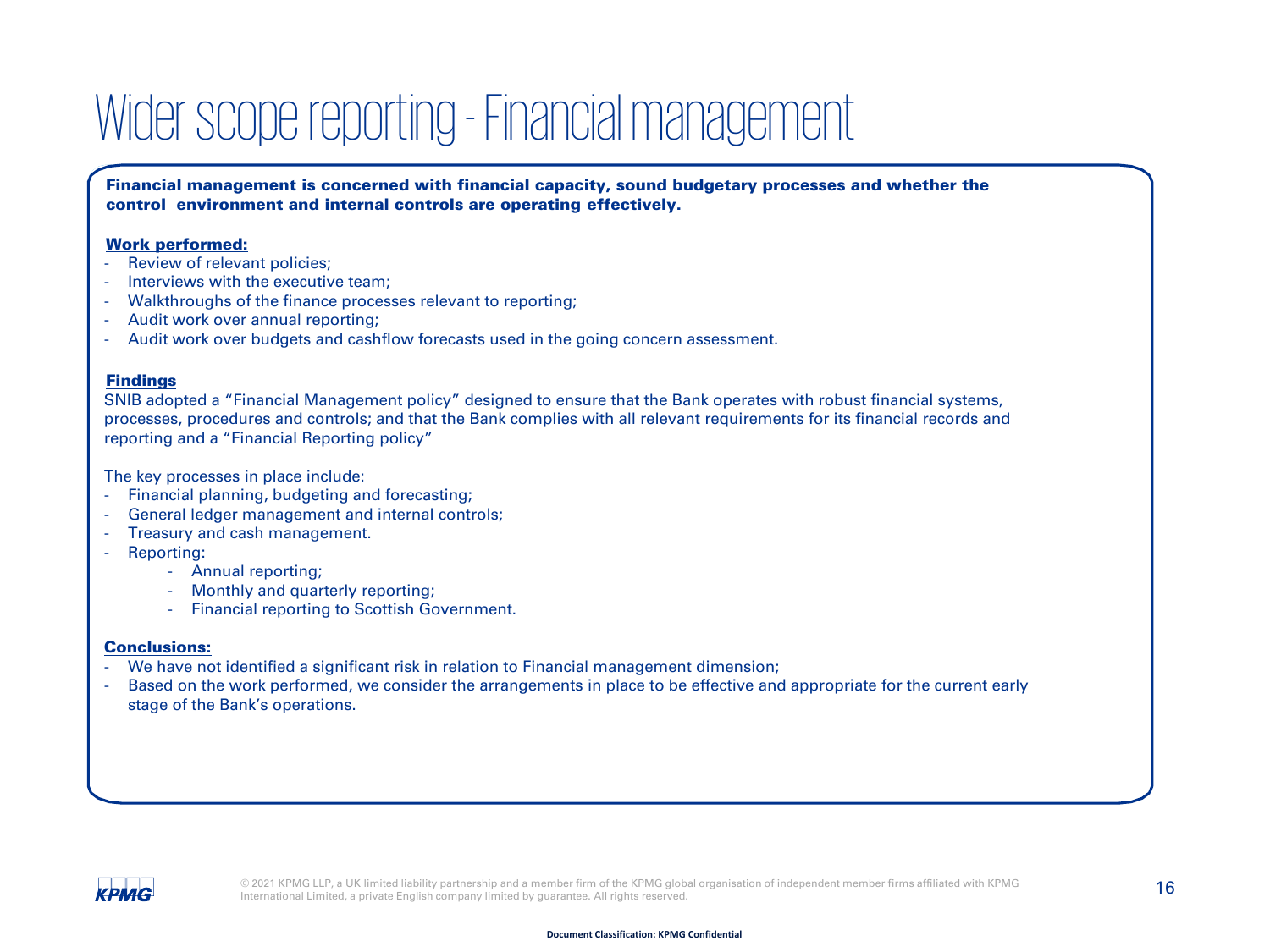# Wider scope reporting - Financial management

**Financial management is concerned with financial capacity, sound budgetary processes and whether the control environment and internal controls are operating effectively.**

**Work performed:**

- Review of relevant policies;
- Interviews with the executive team;
- Walkthroughs of the finance processes relevant to reporting;
- Audit work over annual reporting;
- Audit work over budgets and cashflow forecasts used in the going concern assessment.

**Findings**

SNIB adopted a "Financial Management policy" designed to ensure that the Bank operates with robust financial systems, processes, procedures and controls; and that the Bank complies with all relevant requirements for its financial records and reporting and a "Financial Reporting policy"

The key processes in place include:

- Financial planning, budgeting and forecasting;
- General ledger management and internal controls;
- Treasury and cash management.
- Reporting:
    - Annual reporting;
    - Monthly and quarterly reporting;
    - Financial reporting to Scottish Government.

**Conclusions:**

- We have not identified a significant risk in relation to Financial management dimension;
- Based on the work performed, we consider the arrangements in place to be effective and appropriate for the current early stage of the Bank's operations.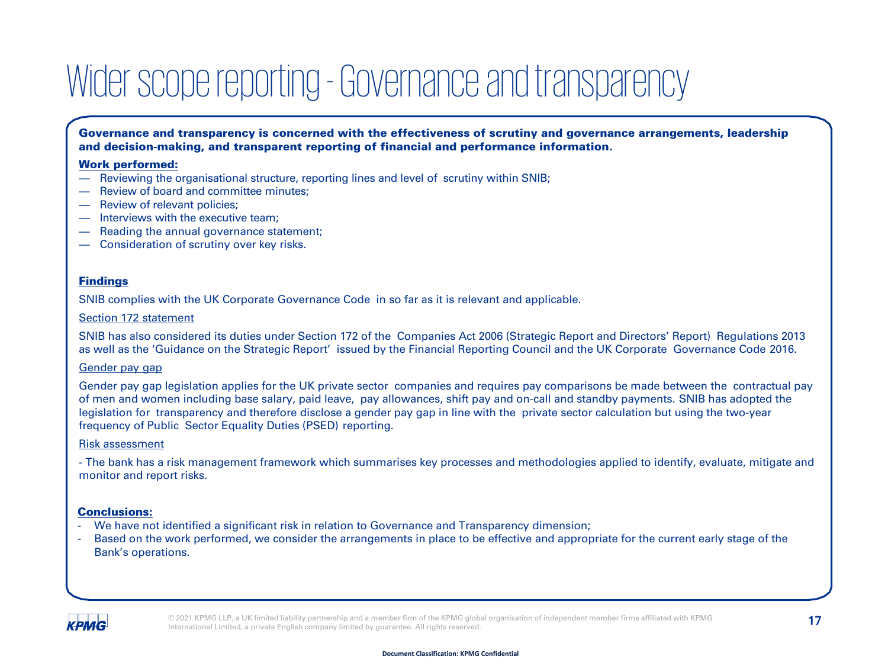# Wider scope reporting - Governance and transparency

**Governance and transparency is concerned with the effectiveness of scrutiny and governance arrangements, leadership and decision-making, and transparent reporting of financial and performance information.**

**Work performed:**

- Reviewing the organisational structure, reporting lines and level of scrutiny within SNIB;
- Review of board and committee minutes;
- Review of relevant policies;
- Interviews with the executive team;
- Reading the annual governance statement;
- Consideration of scrutiny over key risks.

**Findings**

SNIB complies with the UK Corporate Governance Code in so far as it is relevant and applicable.

Section 172 statement

SNIB has also considered its duties under Section 172 of the Companies Act 2006 (Strategic Report and Directors' Report) Regulations 2013 as well as the 'Guidance on the Strategic Report' issued by the Financial Reporting Council and the UK Corporate Governance Code 2016.

Gender pay gap

Gender pay gap legislation applies for the UK private sector companies and requires pay comparisons be made between the contractual pay of men and women including base salary, paid leave, pay allowances, shift pay and on-call and standby payments. SNIB has adopted the legislation for transparency and therefore disclose a gender pay gap in line with the private sector calculation but using the two-year frequency of Public Sector Equality Duties (PSED) reporting.

Risk assessment

- The bank has a risk management framework which summarises key processes and methodologies applied to identify, evaluate, mitigate and monitor and report risks.

**Conclusions:**

- We have not identified a significant risk in relation to Governance and Transparency dimension;
- Based on the work performed, we consider the arrangements in place to be effective and appropriate for the current early stage of the Bank's operations.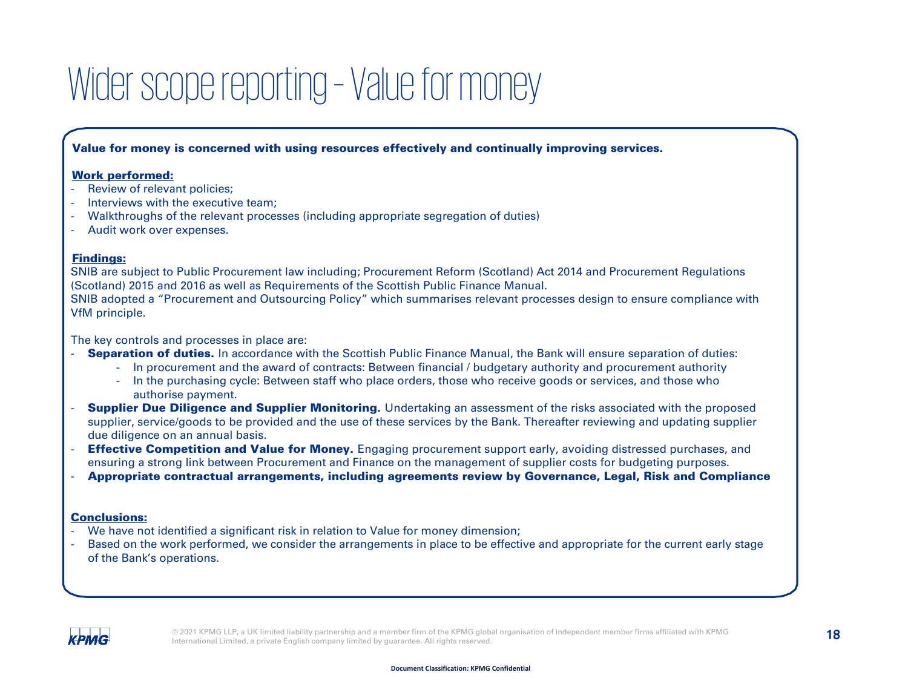# Wider scope reporting – Value for money

**Value for money is concerned with using resources effectively and continually improving services.**

**Work performed:**

- Review of relevant policies;
- Interviews with the executive team;
- Walkthroughs of the relevant processes (including appropriate segregation of duties)
- Audit work over expenses.

**Findings:**

SNIB are subject to Public Procurement law including; Procurement Reform (Scotland) Act 2014 and Procurement Regulations (Scotland) 2015 and 2016 as well as Requirements of the Scottish Public Finance Manual.

SNIB adopted a "Procurement and Outsourcing Policy" which summarises relevant processes design to ensure compliance with VfM principle.

The key controls and processes in place are:

- **Separation of duties.** In accordance with the Scottish Public Finance Manual, the Bank will ensure separation of duties:
  - In procurement and the award of contracts: Between financial / budgetary authority and procurement authority
  - In the purchasing cycle: Between staff who place orders, those who receive goods or services, and those who authorise payment.
- **Supplier Due Diligence and Supplier Monitoring.** Undertaking an assessment of the risks associated with the proposed supplier, service/goods to be provided and the use of these services by the Bank. Thereafter reviewing and updating supplier due diligence on an annual basis.
- **Effective Competition and Value for Money.** Engaging procurement support early, avoiding distressed purchases, and ensuring a strong link between Procurement and Finance on the management of supplier costs for budgeting purposes.
- **Appropriate contractual arrangements, including agreements review by Governance, Legal, Risk and Compliance**

**Conclusions:**

- We have not identified a significant risk in relation to Value for money dimension;
- Based on the work performed, we consider the arrangements in place to be effective and appropriate for the current early stage of the Bank's operations.

© 2021 KPMG LLP, a UK limited liability partnership and a member firm of the KPMG global organisation of independent member firms affiliated with KPMG International Limited, a private English company limited by guarantee. All rights reserved.

Document Classification: KPMG Confidential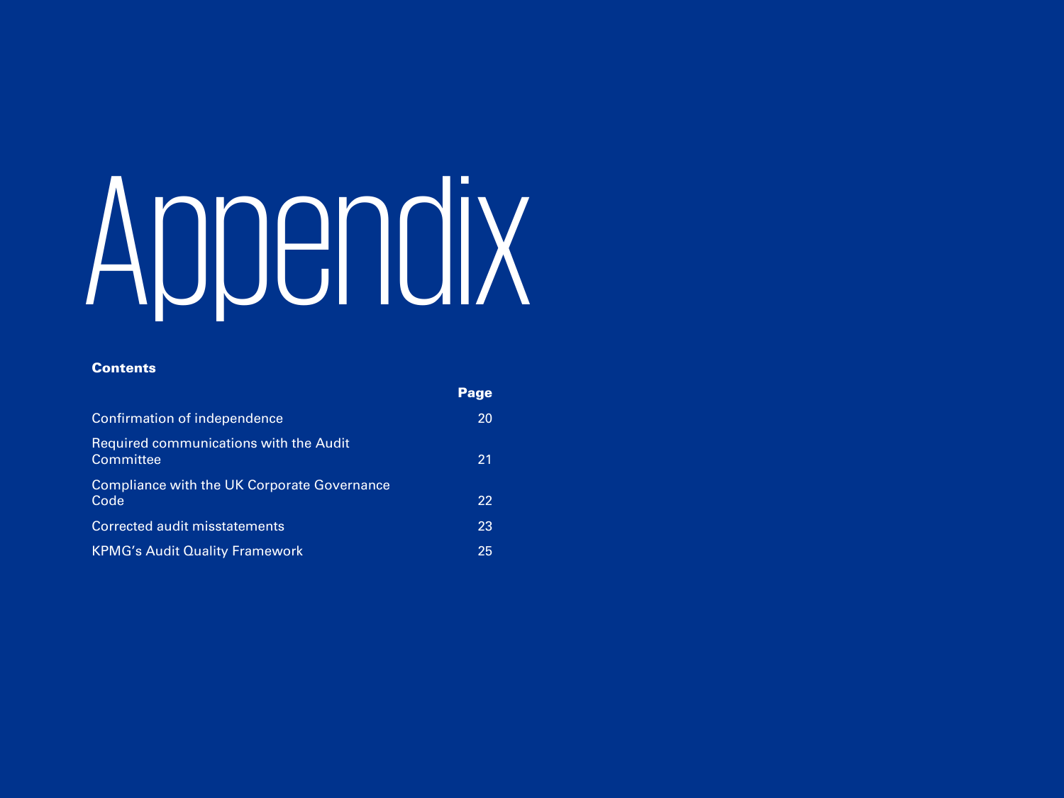# Appendix

**Contents**

| | Page |
|---|---|
| Confirmation of independence | 20 |
| Required communications with the Audit Committee | 21 |
| Compliance with the UK Corporate Governance Code | 22 |
| Corrected audit misstatements | 23 |
| KPMG's Audit Quality Framework | 25 |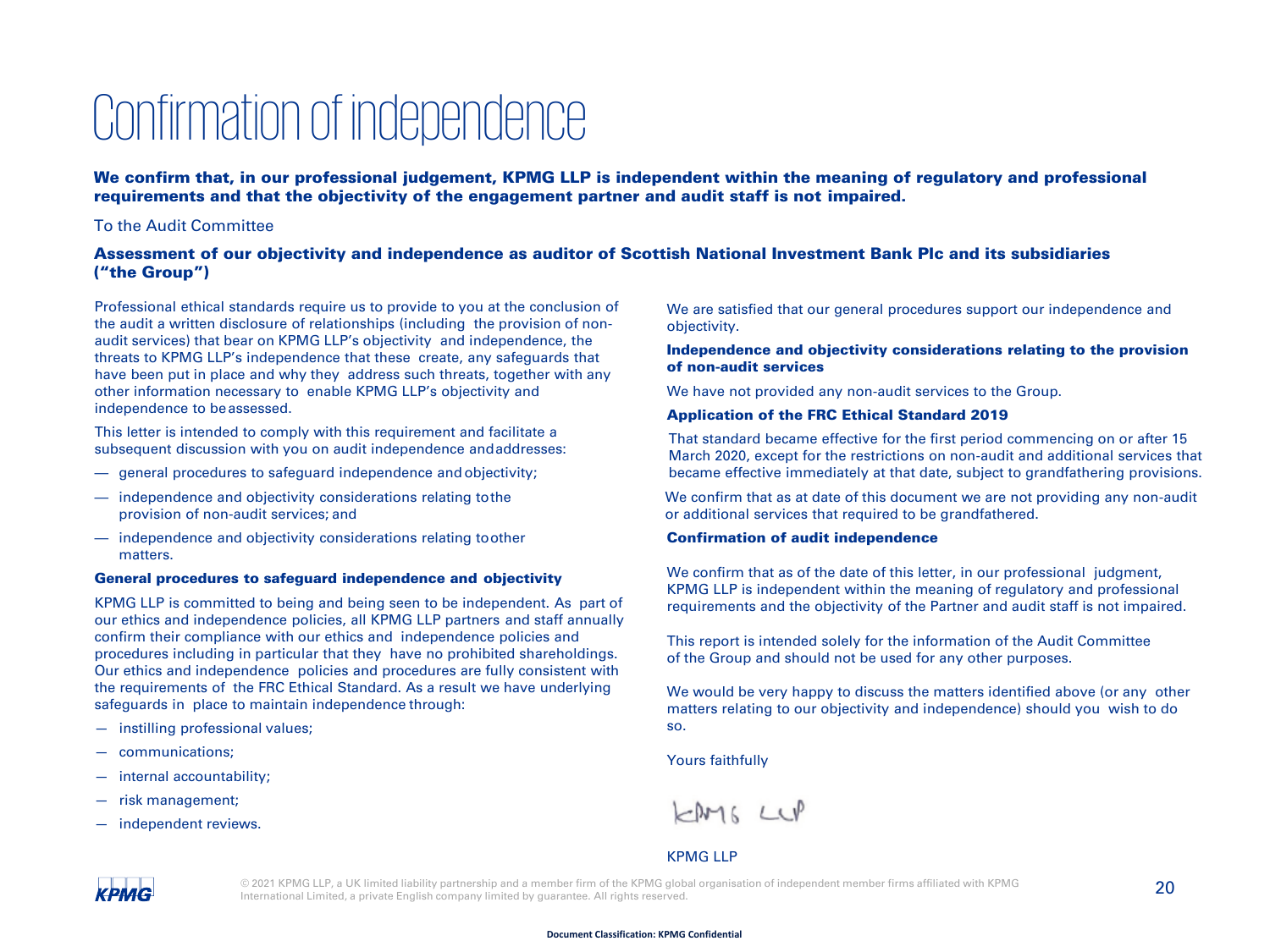# Confirmation of independence

**We confirm that, in our professional judgement, KPMG LLP is independent within the meaning of regulatory and professional requirements and that the objectivity of the engagement partner and audit staff is not impaired.**

To the Audit Committee

## Assessment of our objectivity and independence as auditor of Scottish National Investment Bank Plc and its subsidiaries ("the Group")

Professional ethical standards require us to provide to you at the conclusion of the audit a written disclosure of relationships (including the provision of non-audit services) that bear on KPMG LLP's objectivity and independence, the threats to KPMG LLP's independence that these create, any safeguards that have been put in place and why they address such threats, together with any other information necessary to enable KPMG LLP's objectivity and independence to be assessed.

This letter is intended to comply with this requirement and facilitate a subsequent discussion with you on audit independence and addresses:

- general procedures to safeguard independence and objectivity;
- independence and objectivity considerations relating to the provision of non-audit services; and
- independence and objectivity considerations relating to other matters.

### General procedures to safeguard independence and objectivity

KPMG LLP is committed to being and being seen to be independent. As part of our ethics and independence policies, all KPMG LLP partners and staff annually confirm their compliance with our ethics and independence policies and procedures including in particular that they have no prohibited shareholdings. Our ethics and independence policies and procedures are fully consistent with the requirements of the FRC Ethical Standard. As a result we have underlying safeguards in place to maintain independence through:

- instilling professional values;
- communications;
- internal accountability;
- risk management;
- independent reviews.

We are satisfied that our general procedures support our independence and objectivity.

### Independence and objectivity considerations relating to the provision of non-audit services

We have not provided any non-audit services to the Group.

### Application of the FRC Ethical Standard 2019

That standard became effective for the first period commencing on or after 15 March 2020, except for the restrictions on non-audit and additional services that became effective immediately at that date, subject to grandfathering provisions.

We confirm that as at date of this document we are not providing any non-audit or additional services that required to be grandfathered.

### Confirmation of audit independence

We confirm that as of the date of this letter, in our professional judgment, KPMG LLP is independent within the meaning of regulatory and professional requirements and the objectivity of the Partner and audit staff is not impaired.

This report is intended solely for the information of the Audit Committee of the Group and should not be used for any other purposes.

We would be very happy to discuss the matters identified above (or any other matters relating to our objectivity and independence) should you wish to do so.

Yours faithfully

KPMG LLP

KPMG LLP

© 2021 KPMG LLP, a UK limited liability partnership and a member firm of the KPMG global organisation of independent member firms affiliated with KPMG International Limited, a private English company limited by guarantee. All rights reserved.

Document Classification: KPMG Confidential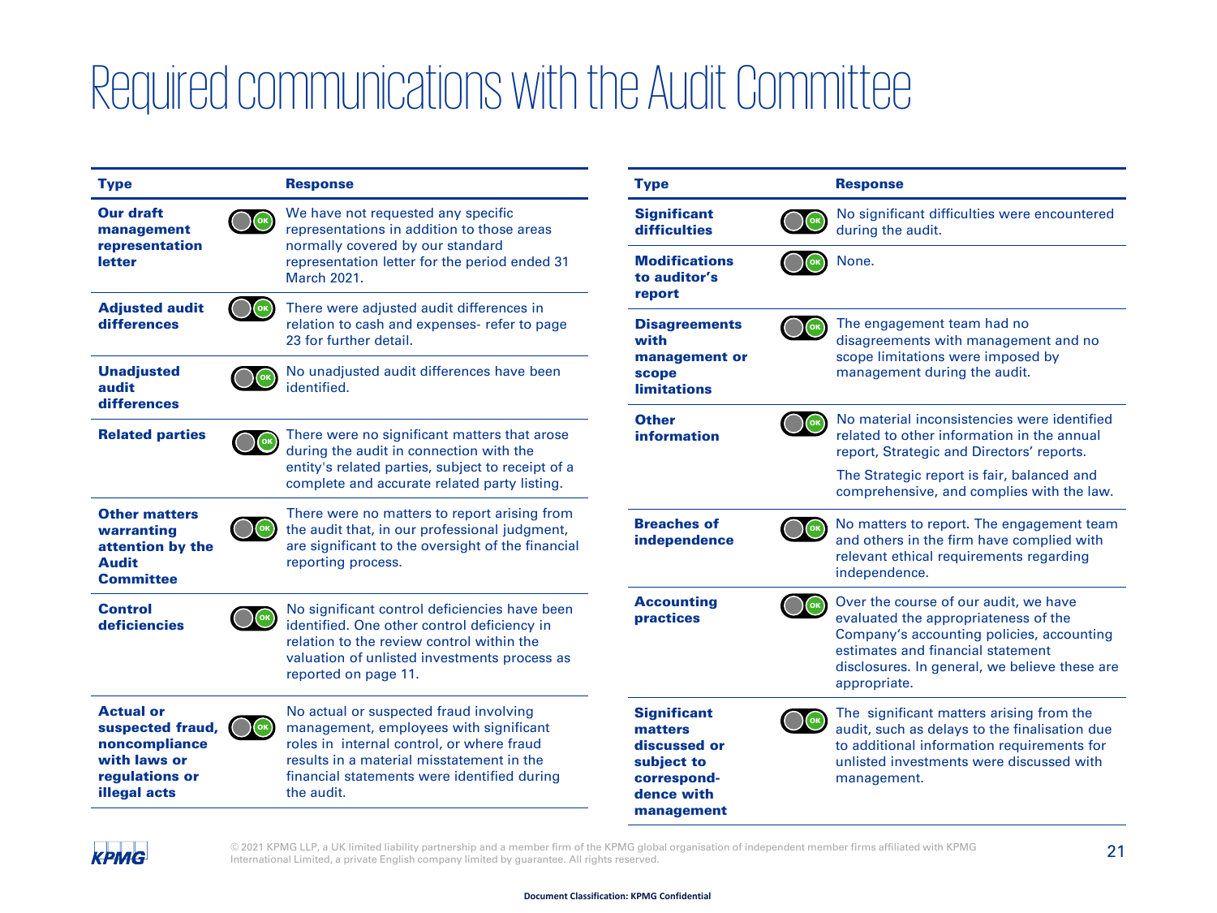# Required communications with the Audit Committee

| Type | Response |
|---|---|
| **Our draft management representation letter** | OK — We have not requested any specific representations in addition to those areas normally covered by our standard representation letter for the period ended 31 March 2021. |
| **Adjusted audit differences** | OK — There were adjusted audit differences in relation to cash and expenses- refer to page 23 for further detail. |
| **Unadjusted audit differences** | OK — No unadjusted audit differences have been identified. |
| **Related parties** | OK — There were no significant matters that arose during the audit in connection with the entity's related parties, subject to receipt of a complete and accurate related party listing. |
| **Other matters warranting attention by the Audit Committee** | OK — There were no matters to report arising from the audit that, in our professional judgment, are significant to the oversight of the financial reporting process. |
| **Control deficiencies** | OK — No significant control deficiencies have been identified. One other control deficiency in relation to the review control within the valuation of unlisted investments process as reported on page 11. |
| **Actual or suspected fraud, noncompliance with laws or regulations or illegal acts** | OK — No actual or suspected fraud involving management, employees with significant roles in internal control, or where fraud results in a material misstatement in the financial statements were identified during the audit. |

| Type | Response |
|---|---|
| **Significant difficulties** | OK — No significant difficulties were encountered during the audit. |
| **Modifications to auditor's report** | OK — None. |
| **Disagreements with management or scope limitations** | OK — The engagement team had no disagreements with management and no scope limitations were imposed by management during the audit. |
| **Other information** | OK — No material inconsistencies were identified related to other information in the annual report, Strategic and Directors' reports. The Strategic report is fair, balanced and comprehensive, and complies with the law. |
| **Breaches of independence** | OK — No matters to report. The engagement team and others in the firm have complied with relevant ethical requirements regarding independence. |
| **Accounting practices** | OK — Over the course of our audit, we have evaluated the appropriateness of the Company's accounting policies, accounting estimates and financial statement disclosures. In general, we believe these are appropriate. |
| **Significant matters discussed or subject to correspondence with management** | OK — The significant matters arising from the audit, such as delays to the finalisation due to additional information requirements for unlisted investments were discussed with management. |

© 2021 KPMG LLP, a UK limited liability partnership and a member firm of the KPMG global organisation of independent member firms affiliated with KPMG International Limited, a private English company limited by guarantee. All rights reserved.

Document Classification: KPMG Confidential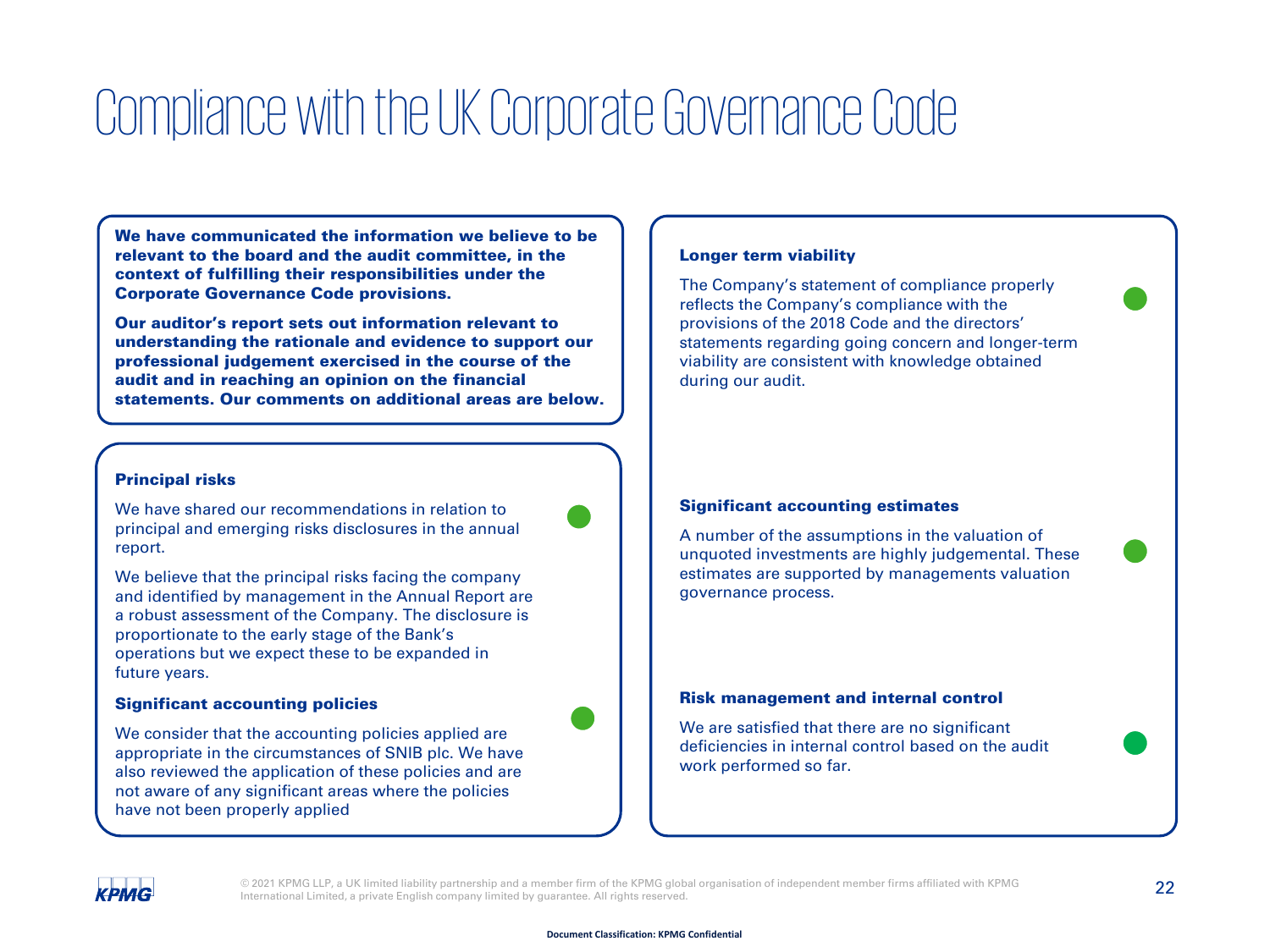# Compliance with the UK Corporate Governance Code

**We have communicated the information we believe to be relevant to the board and the audit committee, in the context of fulfilling their responsibilities under the Corporate Governance Code provisions.**

**Our auditor's report sets out information relevant to understanding the rationale and evidence to support our professional judgement exercised in the course of the audit and in reaching an opinion on the financial statements. Our comments on additional areas are below.**

### Principal risks

We have shared our recommendations in relation to principal and emerging risks disclosures in the annual report.

We believe that the principal risks facing the company and identified by management in the Annual Report are a robust assessment of the Company. The disclosure is proportionate to the early stage of the Bank's operations but we expect these to be expanded in future years.

### Significant accounting policies

We consider that the accounting policies applied are appropriate in the circumstances of SNIB plc. We have also reviewed the application of these policies and are not aware of any significant areas where the policies have not been properly applied

### Longer term viability

The Company's statement of compliance properly reflects the Company's compliance with the provisions of the 2018 Code and the directors' statements regarding going concern and longer-term viability are consistent with knowledge obtained during our audit.

### Significant accounting estimates

A number of the assumptions in the valuation of unquoted investments are highly judgemental. These estimates are supported by managements valuation governance process.

### Risk management and internal control

We are satisfied that there are no significant deficiencies in internal control based on the audit work performed so far.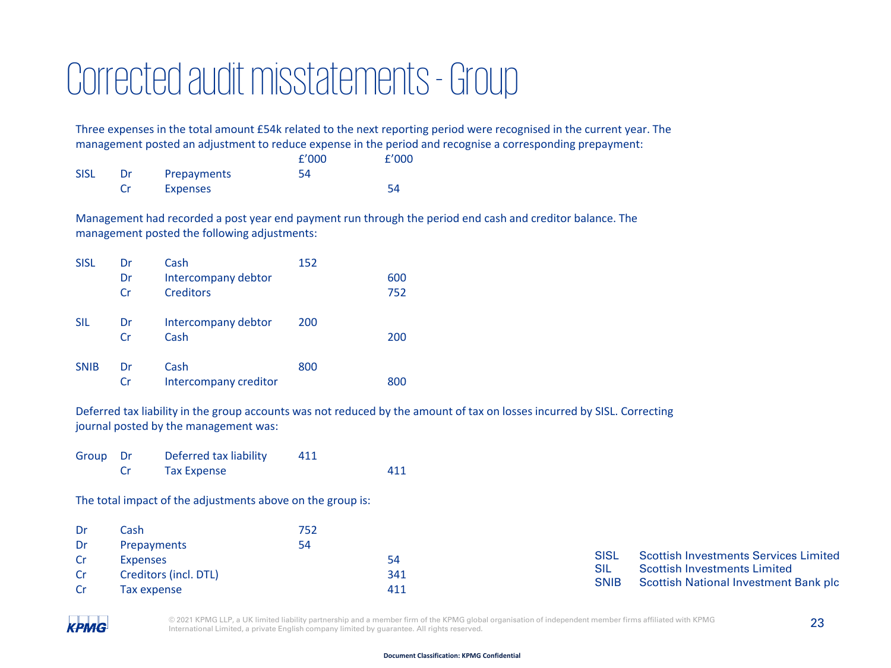# Corrected audit misstatements - Group

Three expenses in the total amount £54k related to the next reporting period were recognised in the current year. The management posted an adjustment to reduce expense in the period and recognise a corresponding prepayment:

| | | | £'000 | £'000 |
|---|---|---|---|---|
| SISL | Dr | Prepayments | 54 | |
| | Cr | Expenses | | 54 |

Management had recorded a post year end payment run through the period end cash and creditor balance. The management posted the following adjustments:

| | | | £'000 | £'000 |
|---|---|---|---|---|
| SISL | Dr | Cash | 152 | |
| | Dr | Intercompany debtor | | 600 |
| | Cr | Creditors | | 752 |
| SIL | Dr | Intercompany debtor | 200 | |
| | Cr | Cash | | 200 |
| SNIB | Dr | Cash | 800 | |
| | Cr | Intercompany creditor | | 800 |

Deferred tax liability in the group accounts was not reduced by the amount of tax on losses incurred by SISL. Correcting journal posted by the management was:

| | | | £'000 | £'000 |
|---|---|---|---|---|
| Group | Dr | Deferred tax liability | 411 | |
| | Cr | Tax Expense | | 411 |

The total impact of the adjustments above on the group is:

| | | £'000 | £'000 |
|---|---|---|---|
| Dr | Cash | 752 | |
| Dr | Prepayments | 54 | |
| Cr | Expenses | | 54 |
| Cr | Creditors (incl. DTL) | | 341 |
| Cr | Tax expense | | 411 |

| | |
|---|---|
| SISL | Scottish Investments Services Limited |
| SIL | Scottish Investments Limited |
| SNIB | Scottish National Investment Bank plc |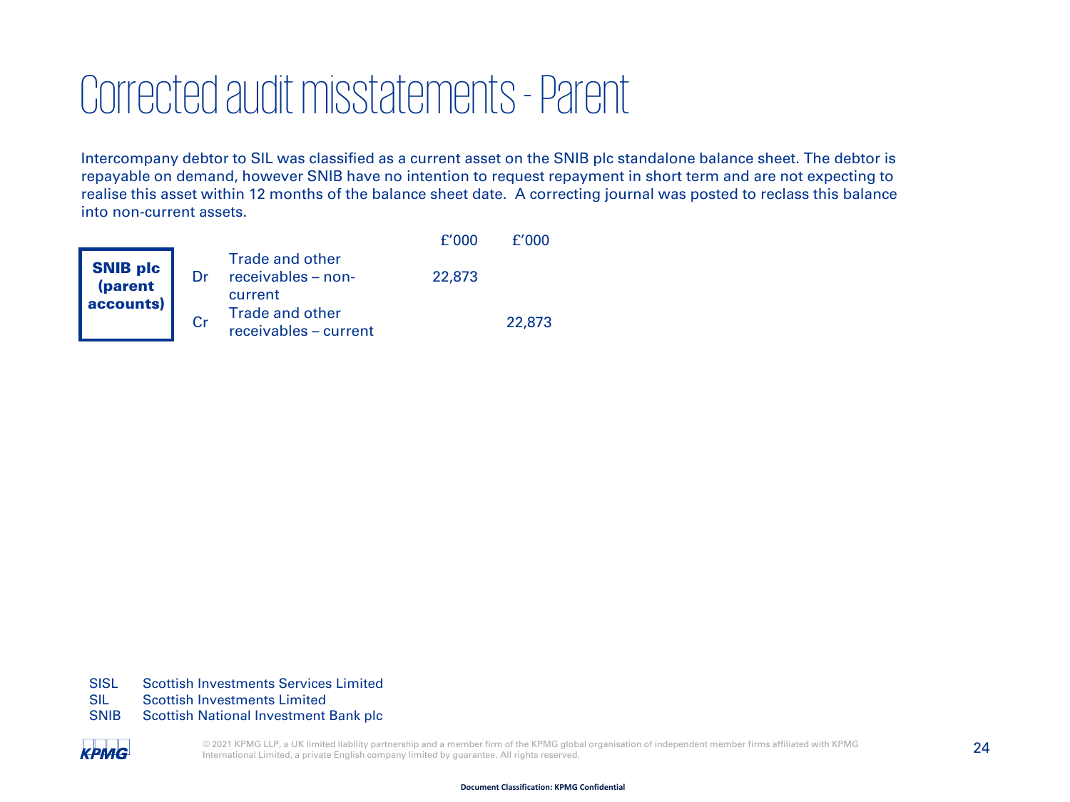# Corrected audit misstatements - Parent

Intercompany debtor to SIL was classified as a current asset on the SNIB plc standalone balance sheet. The debtor is repayable on demand, however SNIB have no intention to request repayment in short term and are not expecting to realise this asset within 12 months of the balance sheet date. A correcting journal was posted to reclass this balance into non-current assets.

| | | | £'000 | £'000 |
|---|---|---|---|---|
| **SNIB plc (parent accounts)** | Dr | Trade and other receivables – non-current | 22,873 | |
| | Cr | Trade and other receivables – current | | 22,873 |

SISL Scottish Investments Services Limited
SIL Scottish Investments Limited
SNIB Scottish National Investment Bank plc

© 2021 KPMG LLP, a UK limited liability partnership and a member firm of the KPMG global organisation of independent member firms affiliated with KPMG International Limited, a private English company limited by guarantee. All rights reserved.

Document Classification: KPMG Confidential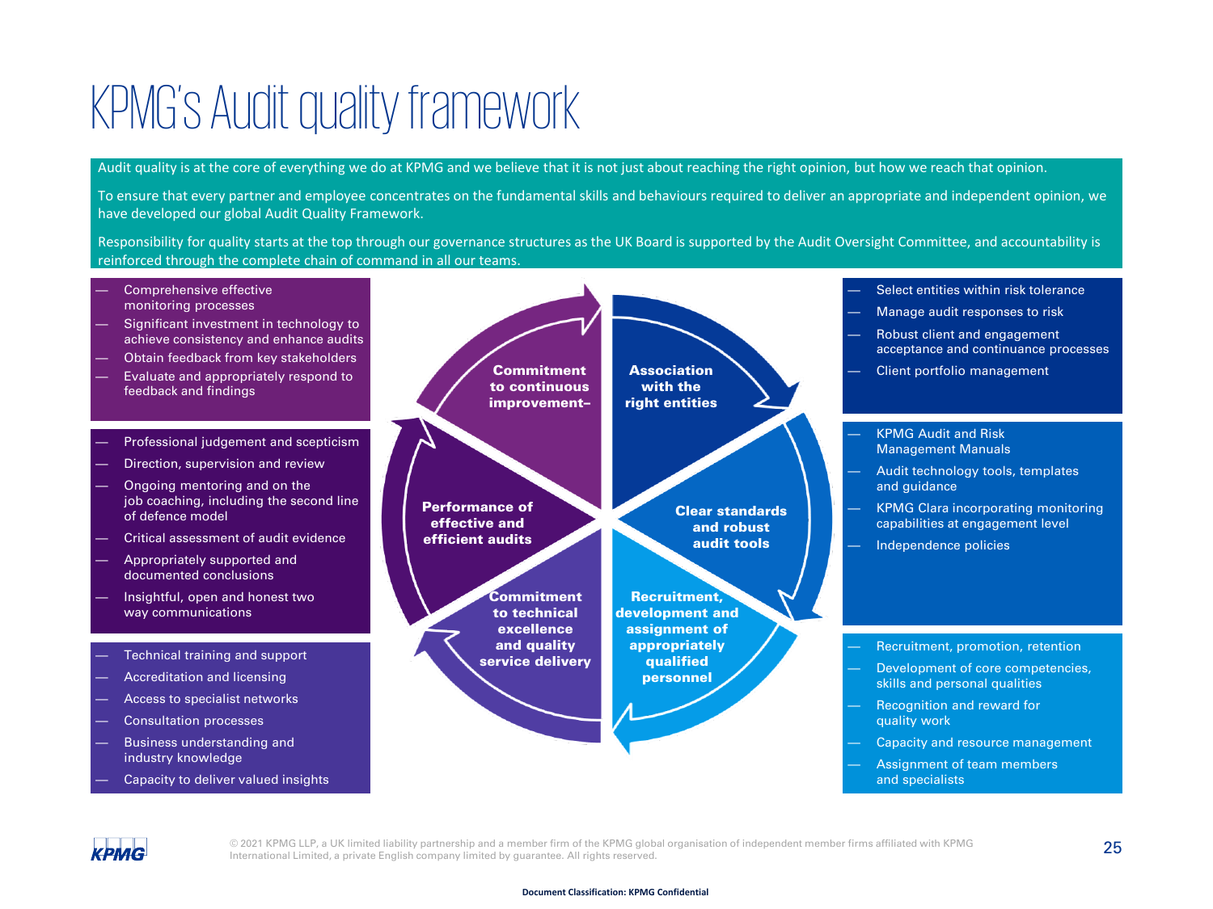# KPMG's Audit quality framework

Audit quality is at the core of everything we do at KPMG and we believe that it is not just about reaching the right opinion, but how we reach that opinion.

To ensure that every partner and employee concentrates on the fundamental skills and behaviours required to deliver an appropriate and independent opinion, we have developed our global Audit Quality Framework.

Responsibility for quality starts at the top through our governance structures as the UK Board is supported by the Audit Oversight Committee, and accountability is reinforced through the complete chain of command in all our teams.

**Association with the right entities**

- Select entities within risk tolerance
- Manage audit responses to risk
- Robust client and engagement acceptance and continuance processes
- Client portfolio management

**Clear standards and robust audit tools**

- KPMG Audit and Risk Management Manuals
- Audit technology tools, templates and guidance
- KPMG Clara incorporating monitoring capabilities at engagement level
- Independence policies

**Recruitment, development and assignment of appropriately qualified personnel**

- Recruitment, promotion, retention
- Development of core competencies, skills and personal qualities
- Recognition and reward for quality work
- Capacity and resource management
- Assignment of team members and specialists

**Commitment to technical excellence and quality service delivery**

- Technical training and support
- Accreditation and licensing
- Access to specialist networks
- Consultation processes
- Business understanding and industry knowledge
- Capacity to deliver valued insights

**Performance of effective and efficient audits**

- Professional judgement and scepticism
- Direction, supervision and review
- Ongoing mentoring and on the job coaching, including the second line of defence model
- Critical assessment of audit evidence
- Appropriately supported and documented conclusions
- Insightful, open and honest two way communications

**Commitment to continuous improvement**

- Comprehensive effective monitoring processes
- Significant investment in technology to achieve consistency and enhance audits
- Obtain feedback from key stakeholders
- Evaluate and appropriately respond to feedback and findings

© 2021 KPMG LLP, a UK limited liability partnership and a member firm of the KPMG global organisation of independent member firms affiliated with KPMG International Limited, a private English company limited by guarantee. All rights reserved.

Document Classification: KPMG Confidential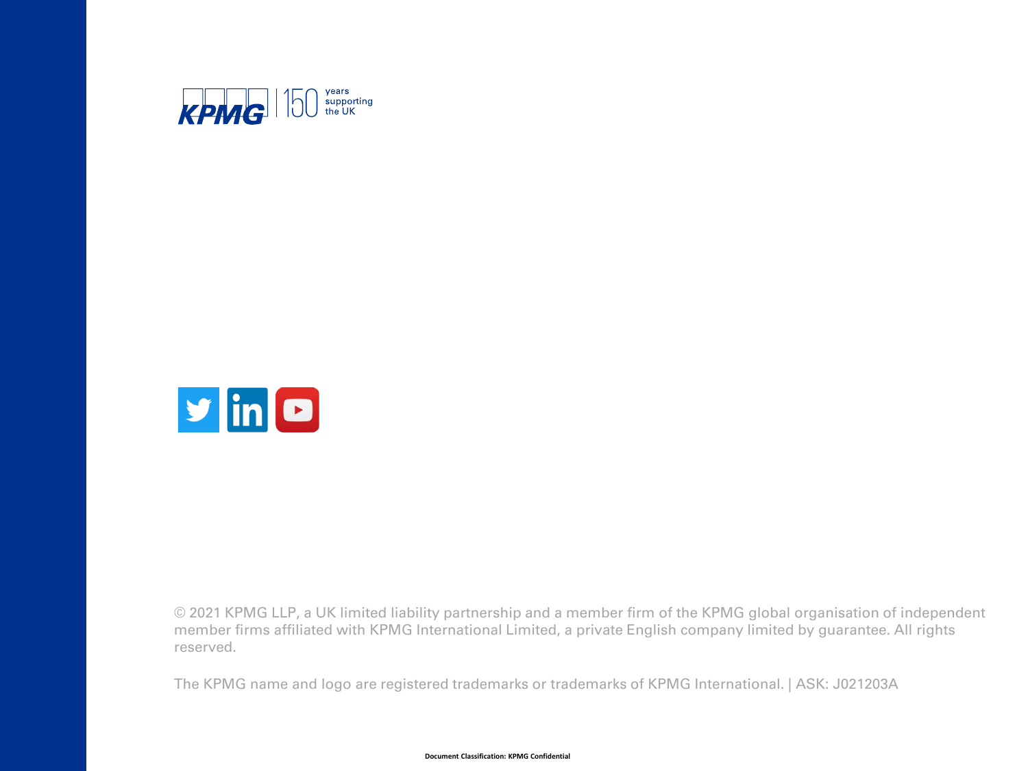© 2021 KPMG LLP, a UK limited liability partnership and a member firm of the KPMG global organisation of independent member firms affiliated with KPMG International Limited, a private English company limited by guarantee. All rights reserved.

The KPMG name and logo are registered trademarks or trademarks of KPMG International. | ASK: J021203A

Document Classification: KPMG Confidential